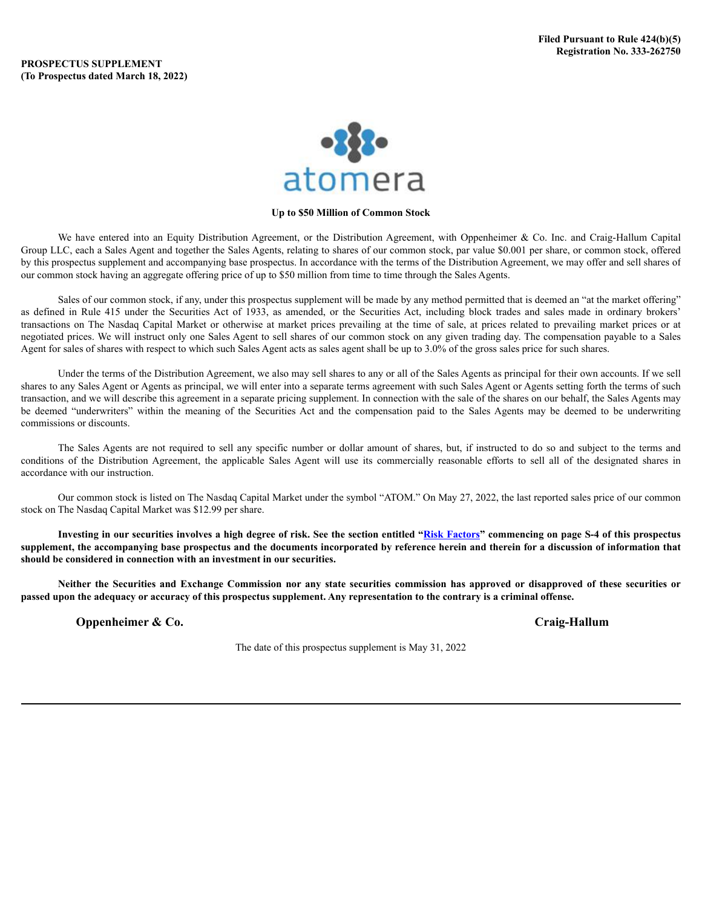**Filed Pursuant to Rule 424(b)(5)**
**Registration No. 333-262750**

**PROSPECTUS SUPPLEMENT**
**(To Prospectus dated March 18, 2022)**

atomera

**Up to $50 Million of Common Stock**

We have entered into an Equity Distribution Agreement, or the Distribution Agreement, with Oppenheimer & Co. Inc. and Craig-Hallum Capital Group LLC, each a Sales Agent and together the Sales Agents, relating to shares of our common stock, par value $0.001 per share, or common stock, offered by this prospectus supplement and accompanying base prospectus. In accordance with the terms of the Distribution Agreement, we may offer and sell shares of our common stock having an aggregate offering price of up to $50 million from time to time through the Sales Agents.

Sales of our common stock, if any, under this prospectus supplement will be made by any method permitted that is deemed an "at the market offering" as defined in Rule 415 under the Securities Act of 1933, as amended, or the Securities Act, including block trades and sales made in ordinary brokers' transactions on The Nasdaq Capital Market or otherwise at market prices prevailing at the time of sale, at prices related to prevailing market prices or at negotiated prices. We will instruct only one Sales Agent to sell shares of our common stock on any given trading day. The compensation payable to a Sales Agent for sales of shares with respect to which such Sales Agent acts as sales agent shall be up to 3.0% of the gross sales price for such shares.

Under the terms of the Distribution Agreement, we also may sell shares to any or all of the Sales Agents as principal for their own accounts. If we sell shares to any Sales Agent or Agents as principal, we will enter into a separate terms agreement with such Sales Agent or Agents setting forth the terms of such transaction, and we will describe this agreement in a separate pricing supplement. In connection with the sale of the shares on our behalf, the Sales Agents may be deemed "underwriters" within the meaning of the Securities Act and the compensation paid to the Sales Agents may be deemed to be underwriting commissions or discounts.

The Sales Agents are not required to sell any specific number or dollar amount of shares, but, if instructed to do so and subject to the terms and conditions of the Distribution Agreement, the applicable Sales Agent will use its commercially reasonable efforts to sell all of the designated shares in accordance with our instruction.

Our common stock is listed on The Nasdaq Capital Market under the symbol "ATOM." On May 27, 2022, the last reported sales price of our common stock on The Nasdaq Capital Market was $12.99 per share.

**Investing in our securities involves a high degree of risk. See the section entitled "Risk Factors" commencing on page S-4 of this prospectus supplement, the accompanying base prospectus and the documents incorporated by reference herein and therein for a discussion of information that should be considered in connection with an investment in our securities.**

**Neither the Securities and Exchange Commission nor any state securities commission has approved or disapproved of these securities or passed upon the adequacy or accuracy of this prospectus supplement. Any representation to the contrary is a criminal offense.**

**Oppenheimer & Co.** **Craig-Hallum**

The date of this prospectus supplement is May 31, 2022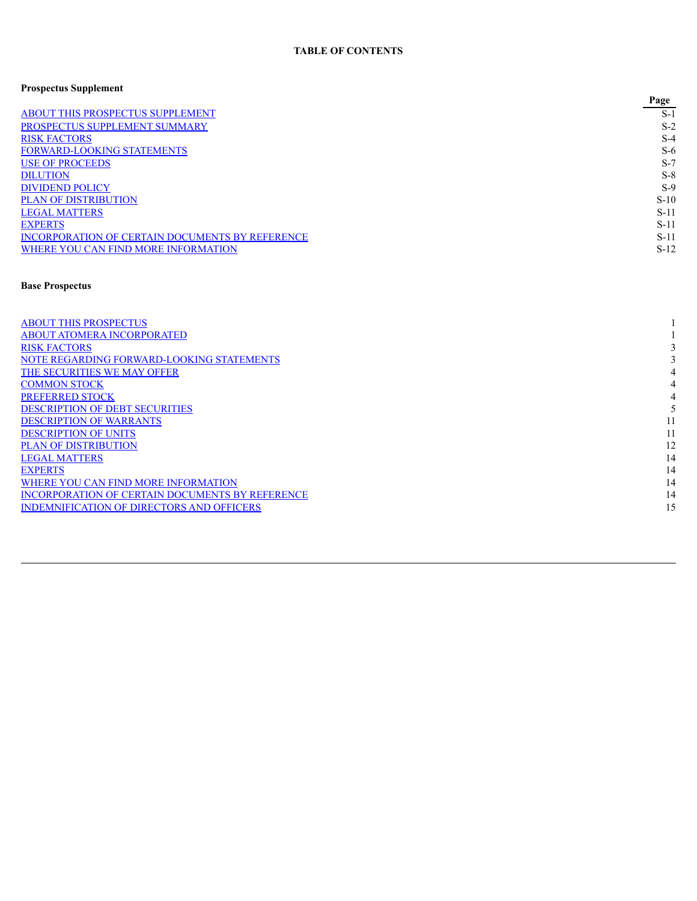**TABLE OF CONTENTS**

**Prospectus Supplement**

| | Page |
|---|---|
| ABOUT THIS PROSPECTUS SUPPLEMENT | S-1 |
| PROSPECTUS SUPPLEMENT SUMMARY | S-2 |
| RISK FACTORS | S-4 |
| FORWARD-LOOKING STATEMENTS | S-6 |
| USE OF PROCEEDS | S-7 |
| DILUTION | S-8 |
| DIVIDEND POLICY | S-9 |
| PLAN OF DISTRIBUTION | S-10 |
| LEGAL MATTERS | S-11 |
| EXPERTS | S-11 |
| INCORPORATION OF CERTAIN DOCUMENTS BY REFERENCE | S-11 |
| WHERE YOU CAN FIND MORE INFORMATION | S-12 |

**Base Prospectus**

| | |
|---|---|
| ABOUT THIS PROSPECTUS | 1 |
| ABOUT ATOMERA INCORPORATED | 1 |
| RISK FACTORS | 3 |
| NOTE REGARDING FORWARD-LOOKING STATEMENTS | 3 |
| THE SECURITIES WE MAY OFFER | 4 |
| COMMON STOCK | 4 |
| PREFERRED STOCK | 4 |
| DESCRIPTION OF DEBT SECURITIES | 5 |
| DESCRIPTION OF WARRANTS | 11 |
| DESCRIPTION OF UNITS | 11 |
| PLAN OF DISTRIBUTION | 12 |
| LEGAL MATTERS | 14 |
| EXPERTS | 14 |
| WHERE YOU CAN FIND MORE INFORMATION | 14 |
| INCORPORATION OF CERTAIN DOCUMENTS BY REFERENCE | 14 |
| INDEMNIFICATION OF DIRECTORS AND OFFICERS | 15 |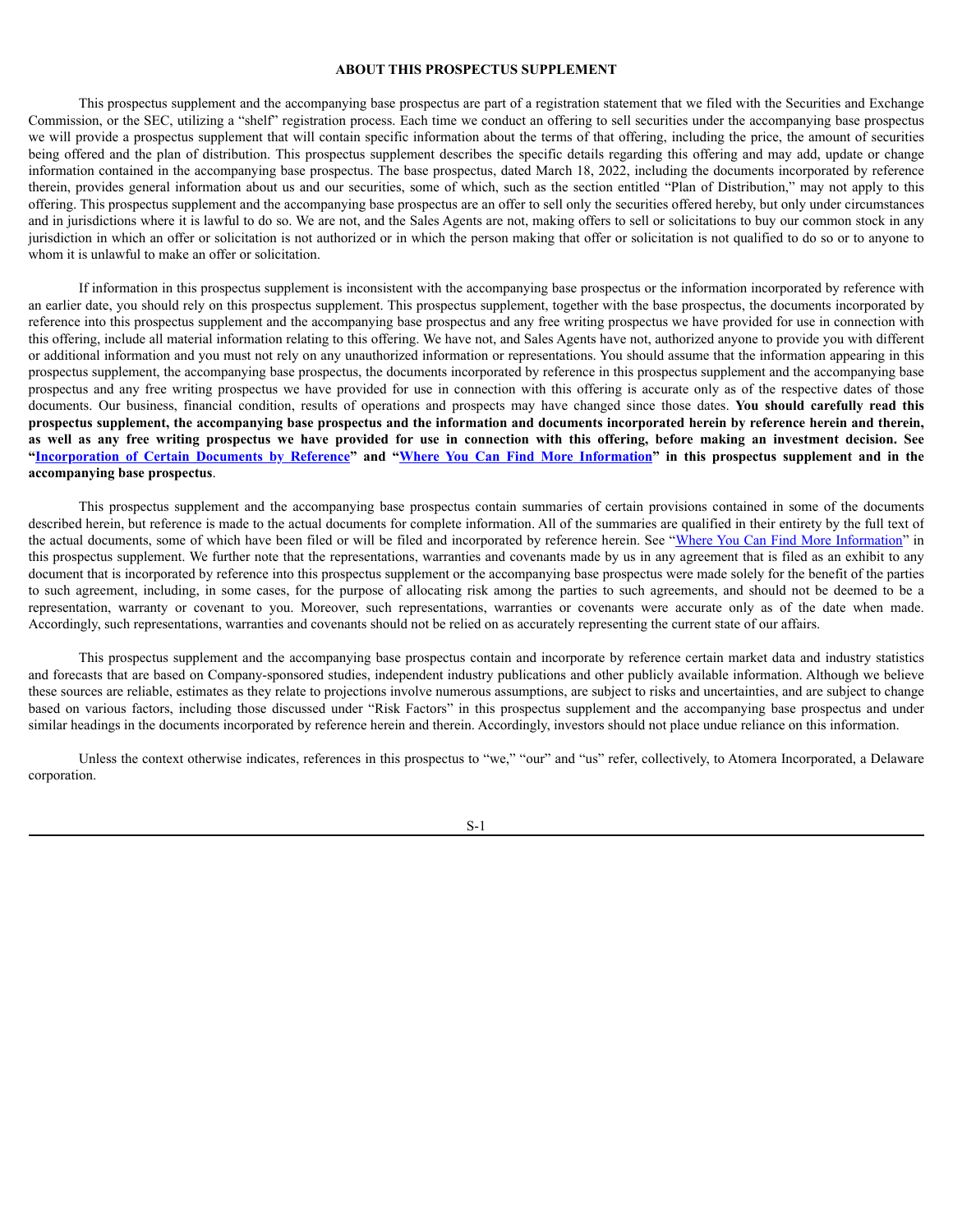# ABOUT THIS PROSPECTUS SUPPLEMENT

This prospectus supplement and the accompanying base prospectus are part of a registration statement that we filed with the Securities and Exchange Commission, or the SEC, utilizing a "shelf" registration process. Each time we conduct an offering to sell securities under the accompanying base prospectus we will provide a prospectus supplement that will contain specific information about the terms of that offering, including the price, the amount of securities being offered and the plan of distribution. This prospectus supplement describes the specific details regarding this offering and may add, update or change information contained in the accompanying base prospectus. The base prospectus, dated March 18, 2022, including the documents incorporated by reference therein, provides general information about us and our securities, some of which, such as the section entitled "Plan of Distribution," may not apply to this offering. This prospectus supplement and the accompanying base prospectus are an offer to sell only the securities offered hereby, but only under circumstances and in jurisdictions where it is lawful to do so. We are not, and the Sales Agents are not, making offers to sell or solicitations to buy our common stock in any jurisdiction in which an offer or solicitation is not authorized or in which the person making that offer or solicitation is not qualified to do so or to anyone to whom it is unlawful to make an offer or solicitation.

If information in this prospectus supplement is inconsistent with the accompanying base prospectus or the information incorporated by reference with an earlier date, you should rely on this prospectus supplement. This prospectus supplement, together with the base prospectus, the documents incorporated by reference into this prospectus supplement and the accompanying base prospectus and any free writing prospectus we have provided for use in connection with this offering, include all material information relating to this offering. We have not, and Sales Agents have not, authorized anyone to provide you with different or additional information and you must not rely on any unauthorized information or representations. You should assume that the information appearing in this prospectus supplement, the accompanying base prospectus, the documents incorporated by reference in this prospectus supplement and the accompanying base prospectus and any free writing prospectus we have provided for use in connection with this offering is accurate only as of the respective dates of those documents. Our business, financial condition, results of operations and prospects may have changed since those dates. **You should carefully read this prospectus supplement, the accompanying base prospectus and the information and documents incorporated herein by reference herein and therein, as well as any free writing prospectus we have provided for use in connection with this offering, before making an investment decision. See "Incorporation of Certain Documents by Reference" and "Where You Can Find More Information" in this prospectus supplement and in the accompanying base prospectus**.

This prospectus supplement and the accompanying base prospectus contain summaries of certain provisions contained in some of the documents described herein, but reference is made to the actual documents for complete information. All of the summaries are qualified in their entirety by the full text of the actual documents, some of which have been filed or will be filed and incorporated by reference herein. See "Where You Can Find More Information" in this prospectus supplement. We further note that the representations, warranties and covenants made by us in any agreement that is filed as an exhibit to any document that is incorporated by reference into this prospectus supplement or the accompanying base prospectus were made solely for the benefit of the parties to such agreement, including, in some cases, for the purpose of allocating risk among the parties to such agreements, and should not be deemed to be a representation, warranty or covenant to you. Moreover, such representations, warranties or covenants were accurate only as of the date when made. Accordingly, such representations, warranties and covenants should not be relied on as accurately representing the current state of our affairs.

This prospectus supplement and the accompanying base prospectus contain and incorporate by reference certain market data and industry statistics and forecasts that are based on Company-sponsored studies, independent industry publications and other publicly available information. Although we believe these sources are reliable, estimates as they relate to projections involve numerous assumptions, are subject to risks and uncertainties, and are subject to change based on various factors, including those discussed under "Risk Factors" in this prospectus supplement and the accompanying base prospectus and under similar headings in the documents incorporated by reference herein and therein. Accordingly, investors should not place undue reliance on this information.

Unless the context otherwise indicates, references in this prospectus to "we," "our" and "us" refer, collectively, to Atomera Incorporated, a Delaware corporation.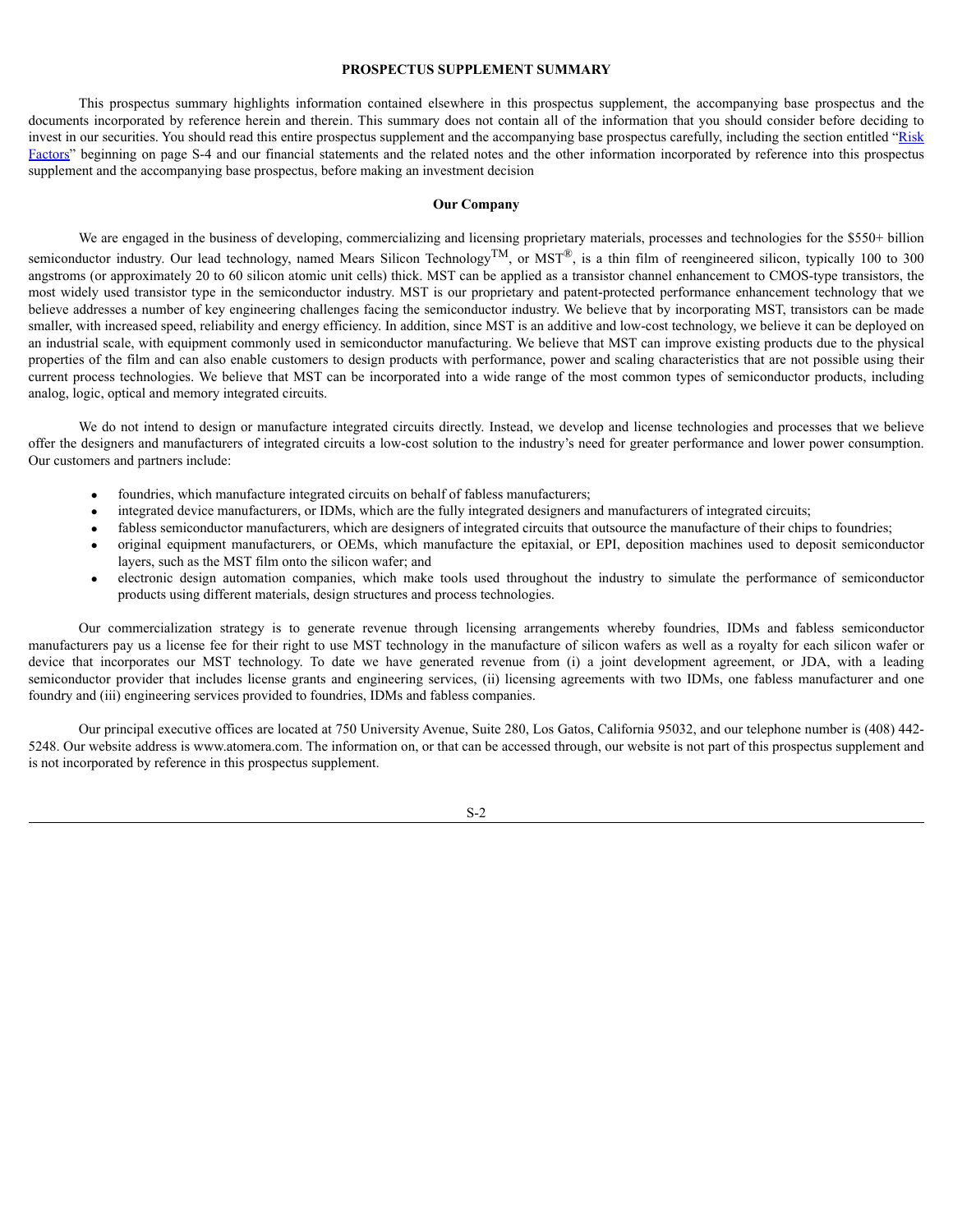# PROSPECTUS SUPPLEMENT SUMMARY

This prospectus summary highlights information contained elsewhere in this prospectus supplement, the accompanying base prospectus and the documents incorporated by reference herein and therein. This summary does not contain all of the information that you should consider before deciding to invest in our securities. You should read this entire prospectus supplement and the accompanying base prospectus carefully, including the section entitled "Risk Factors" beginning on page S-4 and our financial statements and the related notes and the other information incorporated by reference into this prospectus supplement and the accompanying base prospectus, before making an investment decision

## Our Company

We are engaged in the business of developing, commercializing and licensing proprietary materials, processes and technologies for the $550+ billion semiconductor industry. Our lead technology, named Mears Silicon Technology™, or MST®, is a thin film of reengineered silicon, typically 100 to 300 angstroms (or approximately 20 to 60 silicon atomic unit cells) thick. MST can be applied as a transistor channel enhancement to CMOS-type transistors, the most widely used transistor type in the semiconductor industry. MST is our proprietary and patent-protected performance enhancement technology that we believe addresses a number of key engineering challenges facing the semiconductor industry. We believe that by incorporating MST, transistors can be made smaller, with increased speed, reliability and energy efficiency. In addition, since MST is an additive and low-cost technology, we believe it can be deployed on an industrial scale, with equipment commonly used in semiconductor manufacturing. We believe that MST can improve existing products due to the physical properties of the film and can also enable customers to design products with performance, power and scaling characteristics that are not possible using their current process technologies. We believe that MST can be incorporated into a wide range of the most common types of semiconductor products, including analog, logic, optical and memory integrated circuits.

We do not intend to design or manufacture integrated circuits directly. Instead, we develop and license technologies and processes that we believe offer the designers and manufacturers of integrated circuits a low-cost solution to the industry's need for greater performance and lower power consumption. Our customers and partners include:

- foundries, which manufacture integrated circuits on behalf of fabless manufacturers;
- integrated device manufacturers, or IDMs, which are the fully integrated designers and manufacturers of integrated circuits;
- fabless semiconductor manufacturers, which are designers of integrated circuits that outsource the manufacture of their chips to foundries;
- original equipment manufacturers, or OEMs, which manufacture the epitaxial, or EPI, deposition machines used to deposit semiconductor layers, such as the MST film onto the silicon wafer; and
- electronic design automation companies, which make tools used throughout the industry to simulate the performance of semiconductor products using different materials, design structures and process technologies.

Our commercialization strategy is to generate revenue through licensing arrangements whereby foundries, IDMs and fabless semiconductor manufacturers pay us a license fee for their right to use MST technology in the manufacture of silicon wafers as well as a royalty for each silicon wafer or device that incorporates our MST technology. To date we have generated revenue from (i) a joint development agreement, or JDA, with a leading semiconductor provider that includes license grants and engineering services, (ii) licensing agreements with two IDMs, one fabless manufacturer and one foundry and (iii) engineering services provided to foundries, IDMs and fabless companies.

Our principal executive offices are located at 750 University Avenue, Suite 280, Los Gatos, California 95032, and our telephone number is (408) 442-5248. Our website address is www.atomera.com. The information on, or that can be accessed through, our website is not part of this prospectus supplement and is not incorporated by reference in this prospectus supplement.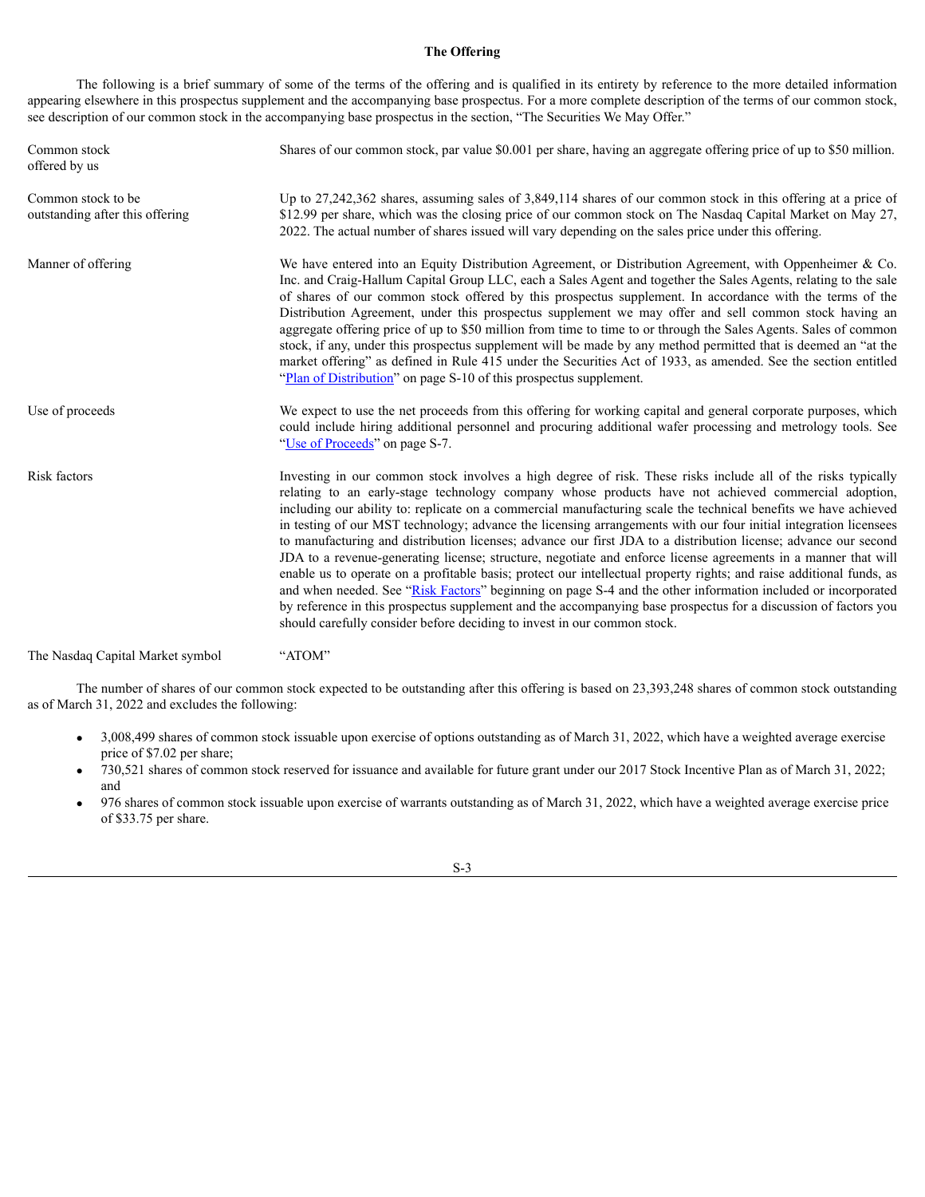## The Offering

The following is a brief summary of some of the terms of the offering and is qualified in its entirety by reference to the more detailed information appearing elsewhere in this prospectus supplement and the accompanying base prospectus. For a more complete description of the terms of our common stock, see description of our common stock in the accompanying base prospectus in the section, "The Securities We May Offer."

| | |
|---|---|
| Common stock offered by us | Shares of our common stock, par value $0.001 per share, having an aggregate offering price of up to $50 million. |
| Common stock to be outstanding after this offering | Up to 27,242,362 shares, assuming sales of 3,849,114 shares of our common stock in this offering at a price of $12.99 per share, which was the closing price of our common stock on The Nasdaq Capital Market on May 27, 2022. The actual number of shares issued will vary depending on the sales price under this offering. |
| Manner of offering | We have entered into an Equity Distribution Agreement, or Distribution Agreement, with Oppenheimer & Co. Inc. and Craig-Hallum Capital Group LLC, each a Sales Agent and together the Sales Agents, relating to the sale of shares of our common stock offered by this prospectus supplement. In accordance with the terms of the Distribution Agreement, under this prospectus supplement we may offer and sell common stock having an aggregate offering price of up to $50 million from time to time to or through the Sales Agents. Sales of common stock, if any, under this prospectus supplement will be made by any method permitted that is deemed an "at the market offering" as defined in Rule 415 under the Securities Act of 1933, as amended. See the section entitled "Plan of Distribution" on page S-10 of this prospectus supplement. |
| Use of proceeds | We expect to use the net proceeds from this offering for working capital and general corporate purposes, which could include hiring additional personnel and procuring additional wafer processing and metrology tools. See "Use of Proceeds" on page S-7. |
| Risk factors | Investing in our common stock involves a high degree of risk. These risks include all of the risks typically relating to an early-stage technology company whose products have not achieved commercial adoption, including our ability to: replicate on a commercial manufacturing scale the technical benefits we have achieved in testing of our MST technology; advance the licensing arrangements with our four initial integration licensees to manufacturing and distribution licenses; advance our first JDA to a distribution license; advance our second JDA to a revenue-generating license; structure, negotiate and enforce license agreements in a manner that will enable us to operate on a profitable basis; protect our intellectual property rights; and raise additional funds, as and when needed. See "Risk Factors" beginning on page S-4 and the other information included or incorporated by reference in this prospectus supplement and the accompanying base prospectus for a discussion of factors you should carefully consider before deciding to invest in our common stock. |
| The Nasdaq Capital Market symbol | "ATOM" |

The number of shares of our common stock expected to be outstanding after this offering is based on 23,393,248 shares of common stock outstanding as of March 31, 2022 and excludes the following:

- 3,008,499 shares of common stock issuable upon exercise of options outstanding as of March 31, 2022, which have a weighted average exercise price of $7.02 per share;
- 730,521 shares of common stock reserved for issuance and available for future grant under our 2017 Stock Incentive Plan as of March 31, 2022; and
- 976 shares of common stock issuable upon exercise of warrants outstanding as of March 31, 2022, which have a weighted average exercise price of $33.75 per share.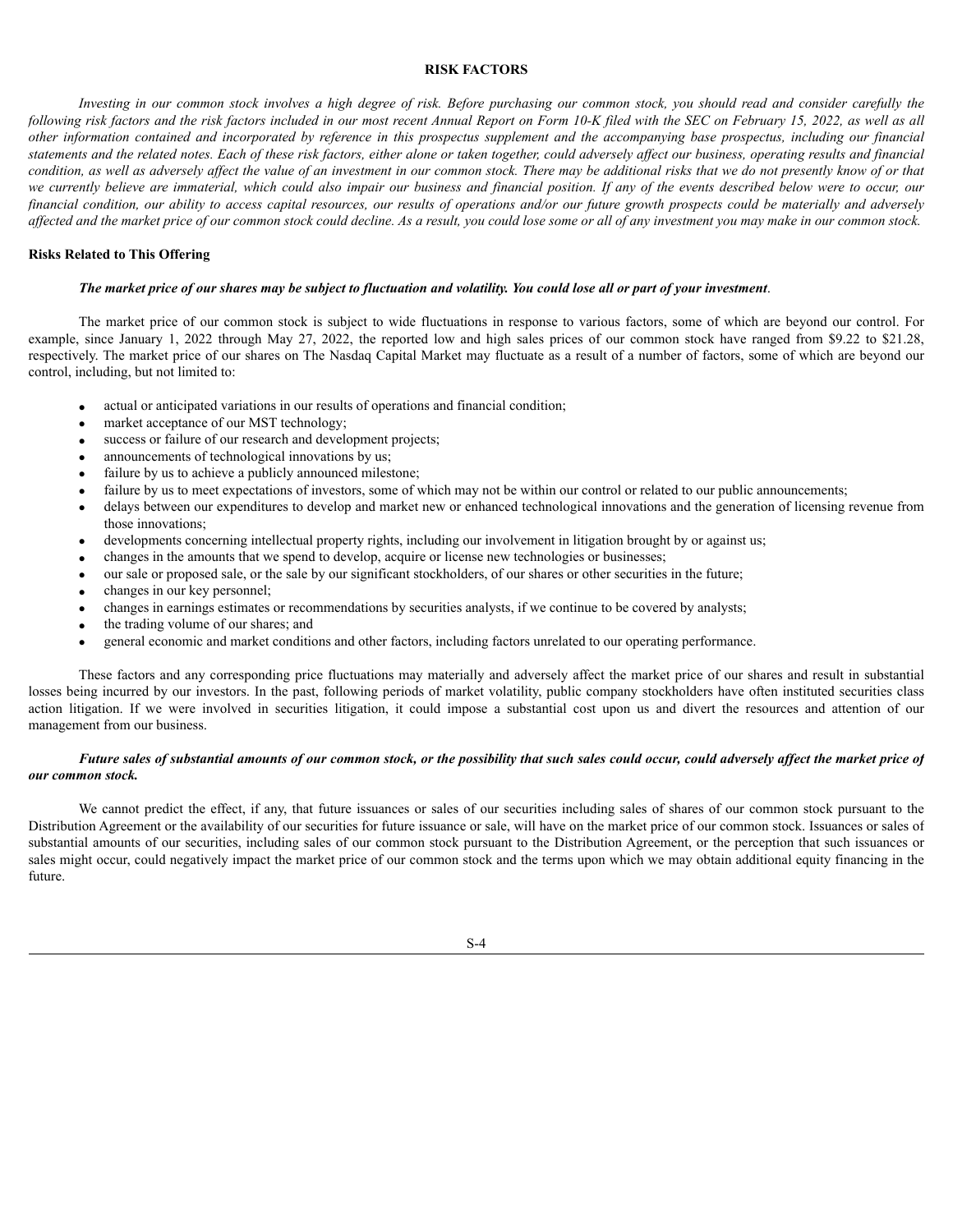## RISK FACTORS

*Investing in our common stock involves a high degree of risk. Before purchasing our common stock, you should read and consider carefully the following risk factors and the risk factors included in our most recent Annual Report on Form 10-K filed with the SEC on February 15, 2022, as well as all other information contained and incorporated by reference in this prospectus supplement and the accompanying base prospectus, including our financial statements and the related notes. Each of these risk factors, either alone or taken together, could adversely affect our business, operating results and financial condition, as well as adversely affect the value of an investment in our common stock. There may be additional risks that we do not presently know of or that we currently believe are immaterial, which could also impair our business and financial position. If any of the events described below were to occur, our financial condition, our ability to access capital resources, our results of operations and/or our future growth prospects could be materially and adversely affected and the market price of our common stock could decline. As a result, you could lose some or all of any investment you may make in our common stock.*

### Risks Related to This Offering

***The market price of our shares may be subject to fluctuation and volatility. You could lose all or part of your investment*.**

The market price of our common stock is subject to wide fluctuations in response to various factors, some of which are beyond our control. For example, since January 1, 2022 through May 27, 2022, the reported low and high sales prices of our common stock have ranged from $9.22 to $21.28, respectively. The market price of our shares on The Nasdaq Capital Market may fluctuate as a result of a number of factors, some of which are beyond our control, including, but not limited to:

- actual or anticipated variations in our results of operations and financial condition;
- market acceptance of our MST technology;
- success or failure of our research and development projects;
- announcements of technological innovations by us;
- failure by us to achieve a publicly announced milestone;
- failure by us to meet expectations of investors, some of which may not be within our control or related to our public announcements;
- delays between our expenditures to develop and market new or enhanced technological innovations and the generation of licensing revenue from those innovations;
- developments concerning intellectual property rights, including our involvement in litigation brought by or against us;
- changes in the amounts that we spend to develop, acquire or license new technologies or businesses;
- our sale or proposed sale, or the sale by our significant stockholders, of our shares or other securities in the future;
- changes in our key personnel;
- changes in earnings estimates or recommendations by securities analysts, if we continue to be covered by analysts;
- the trading volume of our shares; and
- general economic and market conditions and other factors, including factors unrelated to our operating performance.

These factors and any corresponding price fluctuations may materially and adversely affect the market price of our shares and result in substantial losses being incurred by our investors. In the past, following periods of market volatility, public company stockholders have often instituted securities class action litigation. If we were involved in securities litigation, it could impose a substantial cost upon us and divert the resources and attention of our management from our business.

***Future sales of substantial amounts of our common stock, or the possibility that such sales could occur, could adversely affect the market price of our common stock.***

We cannot predict the effect, if any, that future issuances or sales of our securities including sales of shares of our common stock pursuant to the Distribution Agreement or the availability of our securities for future issuance or sale, will have on the market price of our common stock. Issuances or sales of substantial amounts of our securities, including sales of our common stock pursuant to the Distribution Agreement, or the perception that such issuances or sales might occur, could negatively impact the market price of our common stock and the terms upon which we may obtain additional equity financing in the future.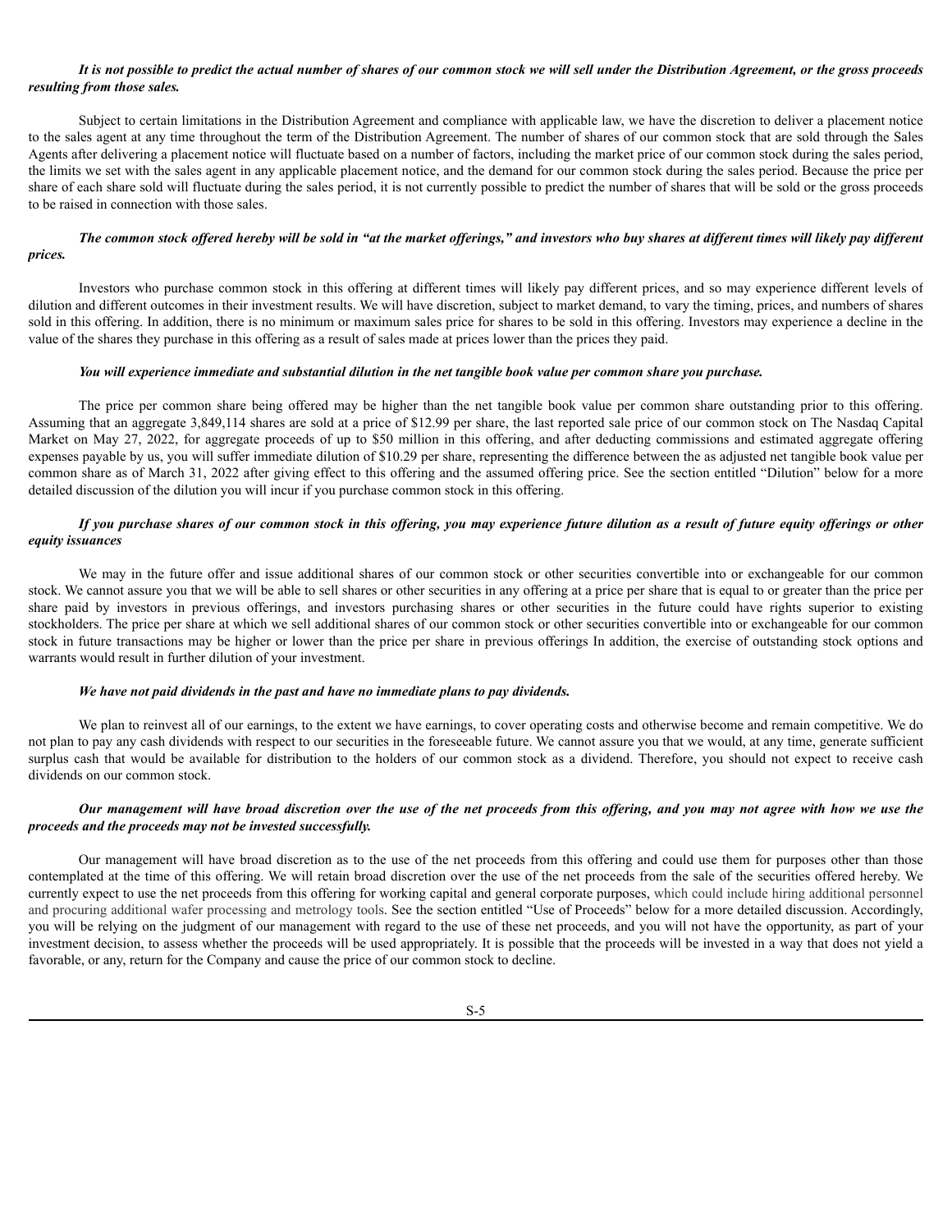***It is not possible to predict the actual number of shares of our common stock we will sell under the Distribution Agreement, or the gross proceeds resulting from those sales.***

Subject to certain limitations in the Distribution Agreement and compliance with applicable law, we have the discretion to deliver a placement notice to the sales agent at any time throughout the term of the Distribution Agreement. The number of shares of our common stock that are sold through the Sales Agents after delivering a placement notice will fluctuate based on a number of factors, including the market price of our common stock during the sales period, the limits we set with the sales agent in any applicable placement notice, and the demand for our common stock during the sales period. Because the price per share of each share sold will fluctuate during the sales period, it is not currently possible to predict the number of shares that will be sold or the gross proceeds to be raised in connection with those sales.

***The common stock offered hereby will be sold in "at the market offerings," and investors who buy shares at different times will likely pay different prices.***

Investors who purchase common stock in this offering at different times will likely pay different prices, and so may experience different levels of dilution and different outcomes in their investment results. We will have discretion, subject to market demand, to vary the timing, prices, and numbers of shares sold in this offering. In addition, there is no minimum or maximum sales price for shares to be sold in this offering. Investors may experience a decline in the value of the shares they purchase in this offering as a result of sales made at prices lower than the prices they paid.

***You will experience immediate and substantial dilution in the net tangible book value per common share you purchase.***

The price per common share being offered may be higher than the net tangible book value per common share outstanding prior to this offering. Assuming that an aggregate 3,849,114 shares are sold at a price of $12.99 per share, the last reported sale price of our common stock on The Nasdaq Capital Market on May 27, 2022, for aggregate proceeds of up to $50 million in this offering, and after deducting commissions and estimated aggregate offering expenses payable by us, you will suffer immediate dilution of $10.29 per share, representing the difference between the as adjusted net tangible book value per common share as of March 31, 2022 after giving effect to this offering and the assumed offering price. See the section entitled "Dilution" below for a more detailed discussion of the dilution you will incur if you purchase common stock in this offering.

***If you purchase shares of our common stock in this offering, you may experience future dilution as a result of future equity offerings or other equity issuances***

We may in the future offer and issue additional shares of our common stock or other securities convertible into or exchangeable for our common stock. We cannot assure you that we will be able to sell shares or other securities in any offering at a price per share that is equal to or greater than the price per share paid by investors in previous offerings, and investors purchasing shares or other securities in the future could have rights superior to existing stockholders. The price per share at which we sell additional shares of our common stock or other securities convertible into or exchangeable for our common stock in future transactions may be higher or lower than the price per share in previous offerings In addition, the exercise of outstanding stock options and warrants would result in further dilution of your investment.

***We have not paid dividends in the past and have no immediate plans to pay dividends.***

We plan to reinvest all of our earnings, to the extent we have earnings, to cover operating costs and otherwise become and remain competitive. We do not plan to pay any cash dividends with respect to our securities in the foreseeable future. We cannot assure you that we would, at any time, generate sufficient surplus cash that would be available for distribution to the holders of our common stock as a dividend. Therefore, you should not expect to receive cash dividends on our common stock.

***Our management will have broad discretion over the use of the net proceeds from this offering, and you may not agree with how we use the proceeds and the proceeds may not be invested successfully.***

Our management will have broad discretion as to the use of the net proceeds from this offering and could use them for purposes other than those contemplated at the time of this offering. We will retain broad discretion over the use of the net proceeds from the sale of the securities offered hereby. We currently expect to use the net proceeds from this offering for working capital and general corporate purposes, which could include hiring additional personnel and procuring additional wafer processing and metrology tools. See the section entitled "Use of Proceeds" below for a more detailed discussion. Accordingly, you will be relying on the judgment of our management with regard to the use of these net proceeds, and you will not have the opportunity, as part of your investment decision, to assess whether the proceeds will be used appropriately. It is possible that the proceeds will be invested in a way that does not yield a favorable, or any, return for the Company and cause the price of our common stock to decline.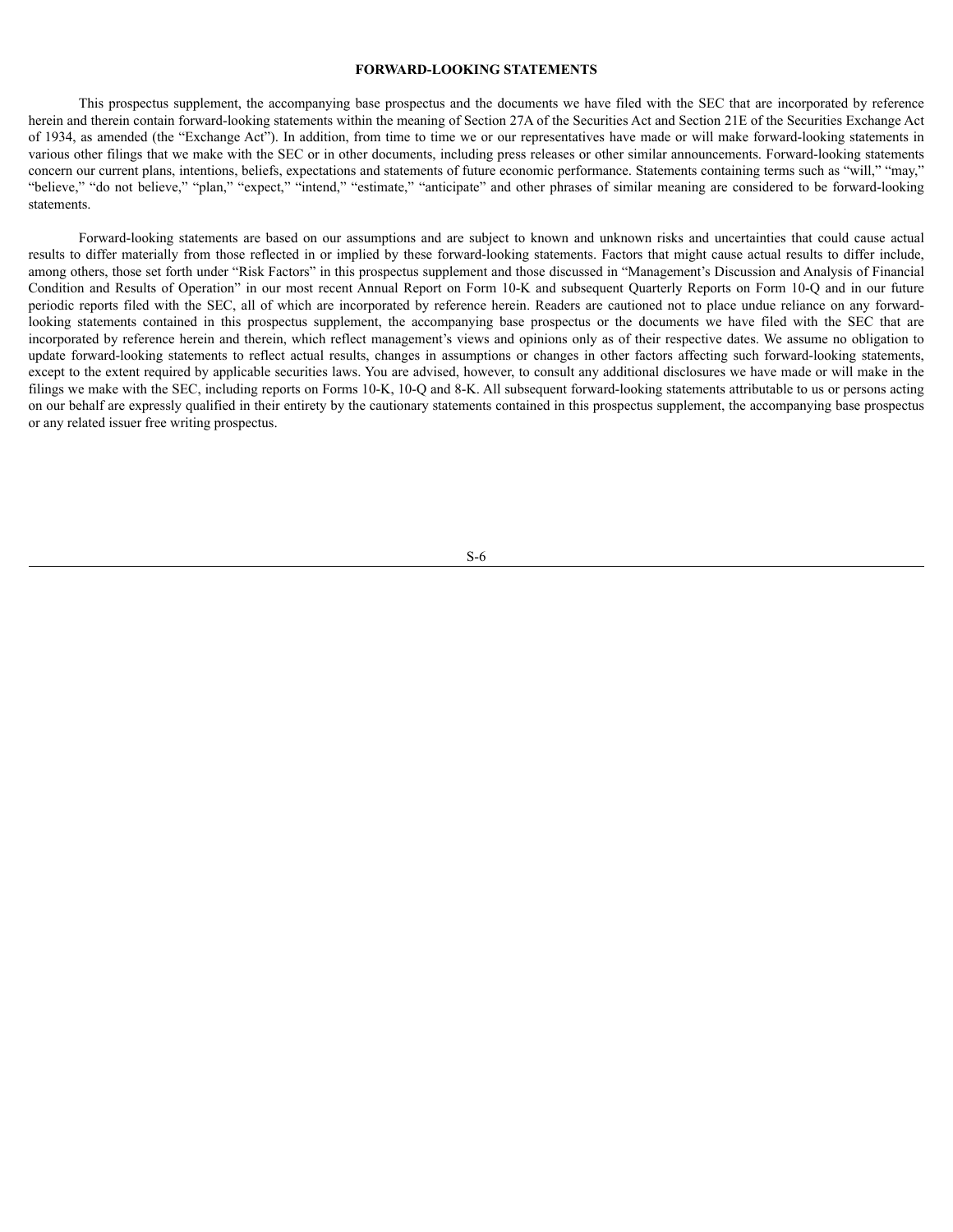## FORWARD-LOOKING STATEMENTS

This prospectus supplement, the accompanying base prospectus and the documents we have filed with the SEC that are incorporated by reference herein and therein contain forward-looking statements within the meaning of Section 27A of the Securities Act and Section 21E of the Securities Exchange Act of 1934, as amended (the "Exchange Act"). In addition, from time to time we or our representatives have made or will make forward-looking statements in various other filings that we make with the SEC or in other documents, including press releases or other similar announcements. Forward-looking statements concern our current plans, intentions, beliefs, expectations and statements of future economic performance. Statements containing terms such as "will," "may," "believe," "do not believe," "plan," "expect," "intend," "estimate," "anticipate" and other phrases of similar meaning are considered to be forward-looking statements.

Forward-looking statements are based on our assumptions and are subject to known and unknown risks and uncertainties that could cause actual results to differ materially from those reflected in or implied by these forward-looking statements. Factors that might cause actual results to differ include, among others, those set forth under "Risk Factors" in this prospectus supplement and those discussed in "Management's Discussion and Analysis of Financial Condition and Results of Operation" in our most recent Annual Report on Form 10-K and subsequent Quarterly Reports on Form 10-Q and in our future periodic reports filed with the SEC, all of which are incorporated by reference herein. Readers are cautioned not to place undue reliance on any forward-looking statements contained in this prospectus supplement, the accompanying base prospectus or the documents we have filed with the SEC that are incorporated by reference herein and therein, which reflect management's views and opinions only as of their respective dates. We assume no obligation to update forward-looking statements to reflect actual results, changes in assumptions or changes in other factors affecting such forward-looking statements, except to the extent required by applicable securities laws. You are advised, however, to consult any additional disclosures we have made or will make in the filings we make with the SEC, including reports on Forms 10-K, 10-Q and 8-K. All subsequent forward-looking statements attributable to us or persons acting on our behalf are expressly qualified in their entirety by the cautionary statements contained in this prospectus supplement, the accompanying base prospectus or any related issuer free writing prospectus.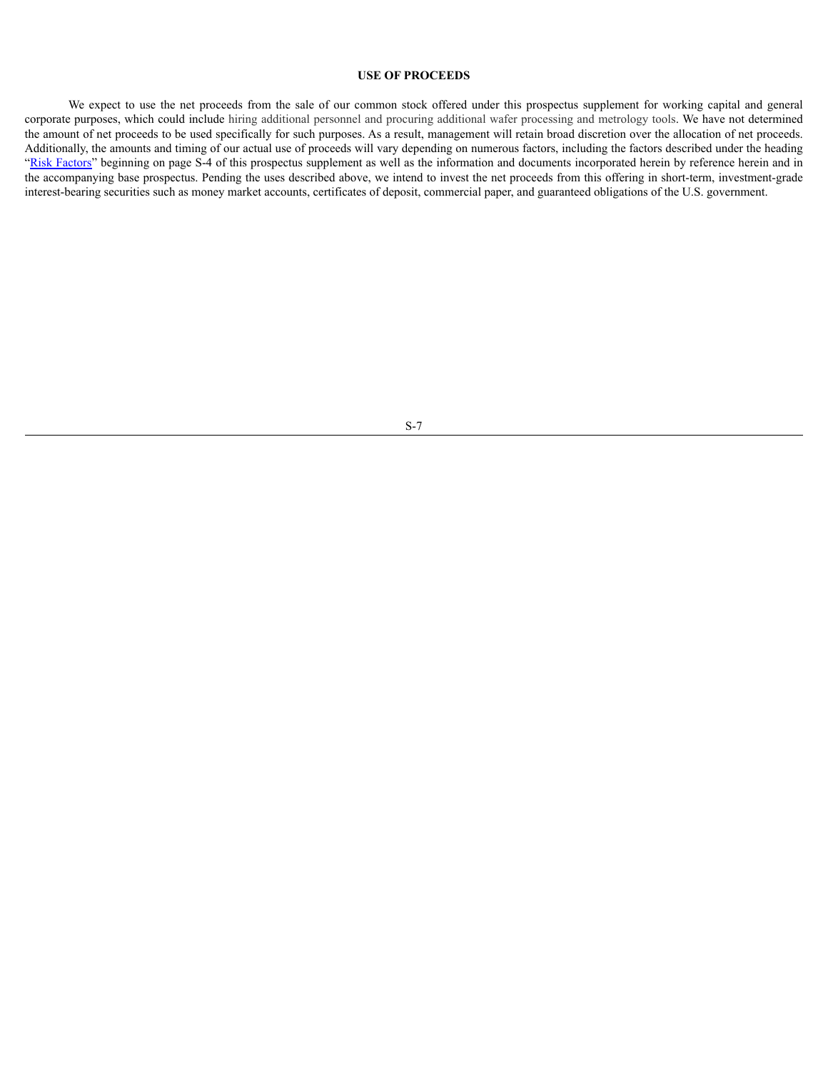# USE OF PROCEEDS

We expect to use the net proceeds from the sale of our common stock offered under this prospectus supplement for working capital and general corporate purposes, which could include hiring additional personnel and procuring additional wafer processing and metrology tools. We have not determined the amount of net proceeds to be used specifically for such purposes. As a result, management will retain broad discretion over the allocation of net proceeds. Additionally, the amounts and timing of our actual use of proceeds will vary depending on numerous factors, including the factors described under the heading "Risk Factors" beginning on page S-4 of this prospectus supplement as well as the information and documents incorporated herein by reference herein and in the accompanying base prospectus. Pending the uses described above, we intend to invest the net proceeds from this offering in short-term, investment-grade interest-bearing securities such as money market accounts, certificates of deposit, commercial paper, and guaranteed obligations of the U.S. government.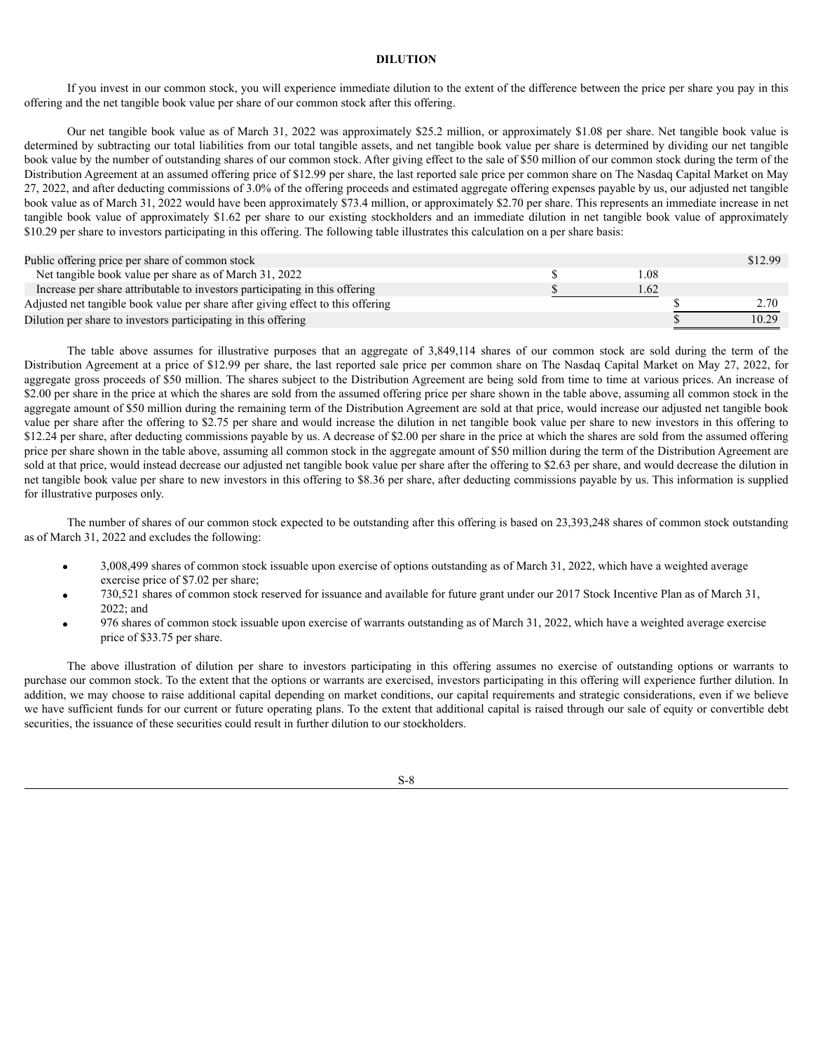## DILUTION

If you invest in our common stock, you will experience immediate dilution to the extent of the difference between the price per share you pay in this offering and the net tangible book value per share of our common stock after this offering.

Our net tangible book value as of March 31, 2022 was approximately $25.2 million, or approximately $1.08 per share. Net tangible book value is determined by subtracting our total liabilities from our total tangible assets, and net tangible book value per share is determined by dividing our net tangible book value by the number of outstanding shares of our common stock. After giving effect to the sale of $50 million of our common stock during the term of the Distribution Agreement at an assumed offering price of $12.99 per share, the last reported sale price per common share on The Nasdaq Capital Market on May 27, 2022, and after deducting commissions of 3.0% of the offering proceeds and estimated aggregate offering expenses payable by us, our adjusted net tangible book value as of March 31, 2022 would have been approximately $73.4 million, or approximately $2.70 per share. This represents an immediate increase in net tangible book value of approximately $1.62 per share to our existing stockholders and an immediate dilution in net tangible book value of approximately $10.29 per share to investors participating in this offering. The following table illustrates this calculation on a per share basis:

| | | |
|---|---|---|
| Public offering price per share of common stock | | $12.99 |
| Net tangible book value per share as of March 31, 2022 | $ 1.08 | |
| Increase per share attributable to investors participating in this offering | $ 1.62 | |
| Adjusted net tangible book value per share after giving effect to this offering | | $ 2.70 |
| Dilution per share to investors participating in this offering | | $ 10.29 |

The table above assumes for illustrative purposes that an aggregate of 3,849,114 shares of our common stock are sold during the term of the Distribution Agreement at a price of $12.99 per share, the last reported sale price per common share on The Nasdaq Capital Market on May 27, 2022, for aggregate gross proceeds of $50 million. The shares subject to the Distribution Agreement are being sold from time to time at various prices. An increase of $2.00 per share in the price at which the shares are sold from the assumed offering price per share shown in the table above, assuming all common stock in the aggregate amount of $50 million during the remaining term of the Distribution Agreement are sold at that price, would increase our adjusted net tangible book value per share after the offering to $2.75 per share and would increase the dilution in net tangible book value per share to new investors in this offering to $12.24 per share, after deducting commissions payable by us. A decrease of $2.00 per share in the price at which the shares are sold from the assumed offering price per share shown in the table above, assuming all common stock in the aggregate amount of $50 million during the term of the Distribution Agreement are sold at that price, would instead decrease our adjusted net tangible book value per share after the offering to $2.63 per share, and would decrease the dilution in net tangible book value per share to new investors in this offering to $8.36 per share, after deducting commissions payable by us. This information is supplied for illustrative purposes only.

The number of shares of our common stock expected to be outstanding after this offering is based on 23,393,248 shares of common stock outstanding as of March 31, 2022 and excludes the following:

- 3,008,499 shares of common stock issuable upon exercise of options outstanding as of March 31, 2022, which have a weighted average exercise price of $7.02 per share;
- 730,521 shares of common stock reserved for issuance and available for future grant under our 2017 Stock Incentive Plan as of March 31, 2022; and
- 976 shares of common stock issuable upon exercise of warrants outstanding as of March 31, 2022, which have a weighted average exercise price of $33.75 per share.

The above illustration of dilution per share to investors participating in this offering assumes no exercise of outstanding options or warrants to purchase our common stock. To the extent that the options or warrants are exercised, investors participating in this offering will experience further dilution. In addition, we may choose to raise additional capital depending on market conditions, our capital requirements and strategic considerations, even if we believe we have sufficient funds for our current or future operating plans. To the extent that additional capital is raised through our sale of equity or convertible debt securities, the issuance of these securities could result in further dilution to our stockholders.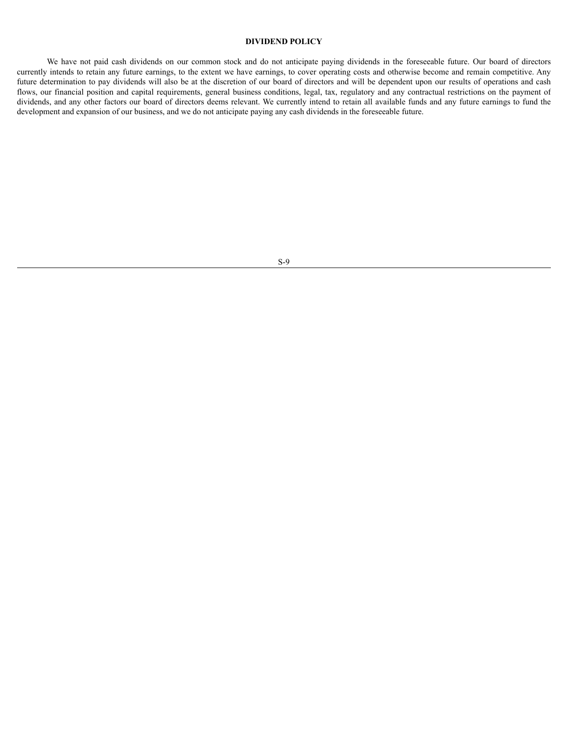## DIVIDEND POLICY

We have not paid cash dividends on our common stock and do not anticipate paying dividends in the foreseeable future. Our board of directors currently intends to retain any future earnings, to the extent we have earnings, to cover operating costs and otherwise become and remain competitive. Any future determination to pay dividends will also be at the discretion of our board of directors and will be dependent upon our results of operations and cash flows, our financial position and capital requirements, general business conditions, legal, tax, regulatory and any contractual restrictions on the payment of dividends, and any other factors our board of directors deems relevant. We currently intend to retain all available funds and any future earnings to fund the development and expansion of our business, and we do not anticipate paying any cash dividends in the foreseeable future.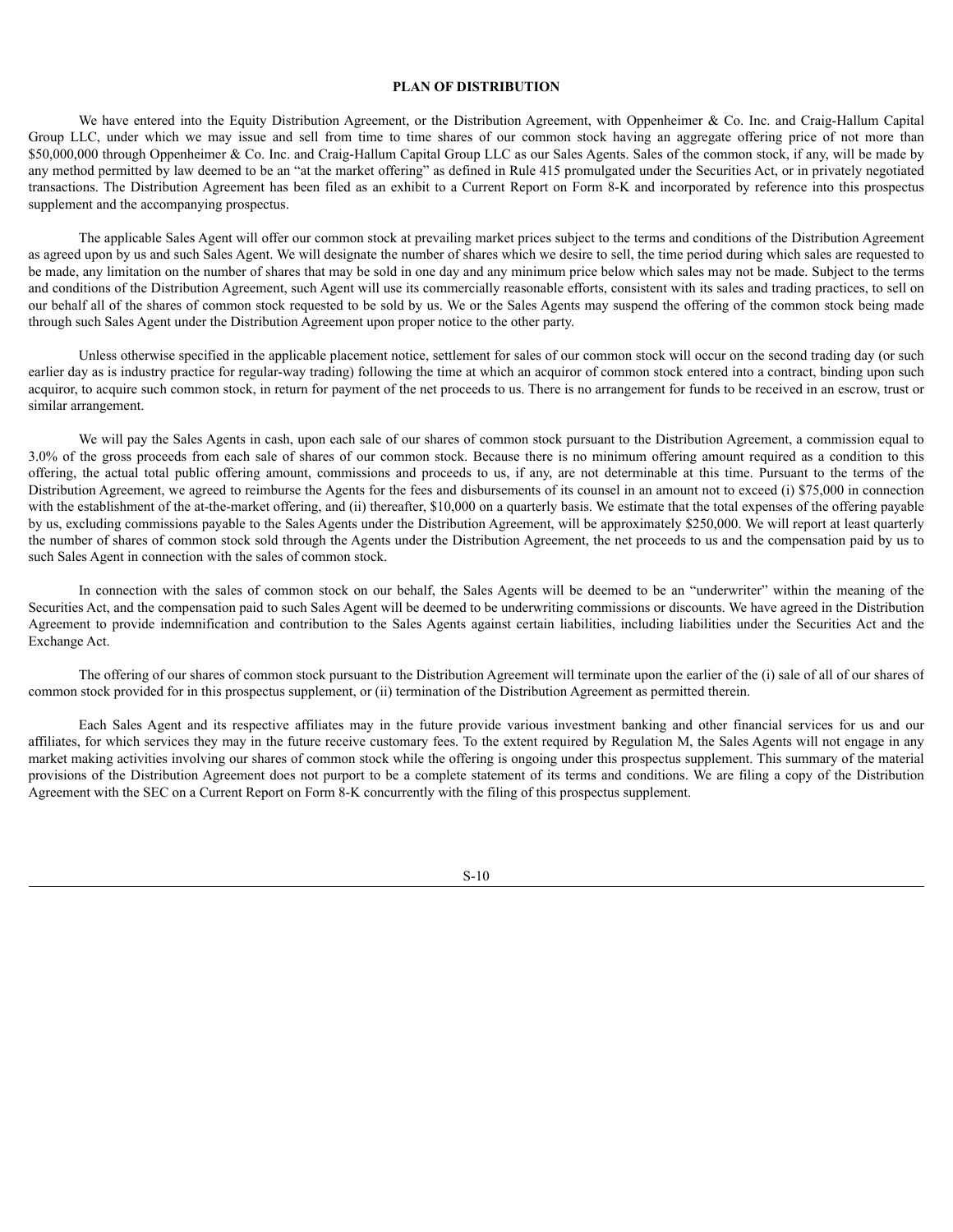## PLAN OF DISTRIBUTION

We have entered into the Equity Distribution Agreement, or the Distribution Agreement, with Oppenheimer & Co. Inc. and Craig-Hallum Capital Group LLC, under which we may issue and sell from time to time shares of our common stock having an aggregate offering price of not more than $50,000,000 through Oppenheimer & Co. Inc. and Craig-Hallum Capital Group LLC as our Sales Agents. Sales of the common stock, if any, will be made by any method permitted by law deemed to be an "at the market offering" as defined in Rule 415 promulgated under the Securities Act, or in privately negotiated transactions. The Distribution Agreement has been filed as an exhibit to a Current Report on Form 8-K and incorporated by reference into this prospectus supplement and the accompanying prospectus.

The applicable Sales Agent will offer our common stock at prevailing market prices subject to the terms and conditions of the Distribution Agreement as agreed upon by us and such Sales Agent. We will designate the number of shares which we desire to sell, the time period during which sales are requested to be made, any limitation on the number of shares that may be sold in one day and any minimum price below which sales may not be made. Subject to the terms and conditions of the Distribution Agreement, such Agent will use its commercially reasonable efforts, consistent with its sales and trading practices, to sell on our behalf all of the shares of common stock requested to be sold by us. We or the Sales Agents may suspend the offering of the common stock being made through such Sales Agent under the Distribution Agreement upon proper notice to the other party.

Unless otherwise specified in the applicable placement notice, settlement for sales of our common stock will occur on the second trading day (or such earlier day as is industry practice for regular-way trading) following the time at which an acquiror of common stock entered into a contract, binding upon such acquiror, to acquire such common stock, in return for payment of the net proceeds to us. There is no arrangement for funds to be received in an escrow, trust or similar arrangement.

We will pay the Sales Agents in cash, upon each sale of our shares of common stock pursuant to the Distribution Agreement, a commission equal to 3.0% of the gross proceeds from each sale of shares of our common stock. Because there is no minimum offering amount required as a condition to this offering, the actual total public offering amount, commissions and proceeds to us, if any, are not determinable at this time. Pursuant to the terms of the Distribution Agreement, we agreed to reimburse the Agents for the fees and disbursements of its counsel in an amount not to exceed (i) $75,000 in connection with the establishment of the at-the-market offering, and (ii) thereafter, $10,000 on a quarterly basis. We estimate that the total expenses of the offering payable by us, excluding commissions payable to the Sales Agents under the Distribution Agreement, will be approximately $250,000. We will report at least quarterly the number of shares of common stock sold through the Agents under the Distribution Agreement, the net proceeds to us and the compensation paid by us to such Sales Agent in connection with the sales of common stock.

In connection with the sales of common stock on our behalf, the Sales Agents will be deemed to be an "underwriter" within the meaning of the Securities Act, and the compensation paid to such Sales Agent will be deemed to be underwriting commissions or discounts. We have agreed in the Distribution Agreement to provide indemnification and contribution to the Sales Agents against certain liabilities, including liabilities under the Securities Act and the Exchange Act.

The offering of our shares of common stock pursuant to the Distribution Agreement will terminate upon the earlier of the (i) sale of all of our shares of common stock provided for in this prospectus supplement, or (ii) termination of the Distribution Agreement as permitted therein.

Each Sales Agent and its respective affiliates may in the future provide various investment banking and other financial services for us and our affiliates, for which services they may in the future receive customary fees. To the extent required by Regulation M, the Sales Agents will not engage in any market making activities involving our shares of common stock while the offering is ongoing under this prospectus supplement. This summary of the material provisions of the Distribution Agreement does not purport to be a complete statement of its terms and conditions. We are filing a copy of the Distribution Agreement with the SEC on a Current Report on Form 8-K concurrently with the filing of this prospectus supplement.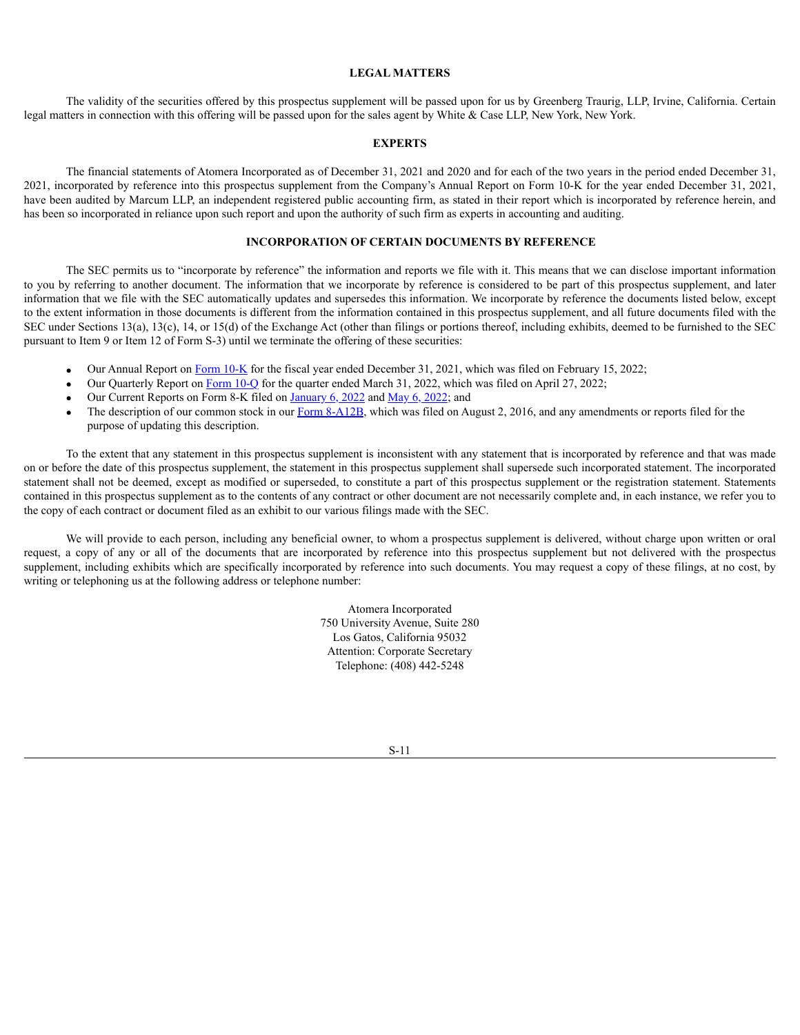## LEGAL MATTERS

The validity of the securities offered by this prospectus supplement will be passed upon for us by Greenberg Traurig, LLP, Irvine, California. Certain legal matters in connection with this offering will be passed upon for the sales agent by White & Case LLP, New York, New York.

## EXPERTS

The financial statements of Atomera Incorporated as of December 31, 2021 and 2020 and for each of the two years in the period ended December 31, 2021, incorporated by reference into this prospectus supplement from the Company's Annual Report on Form 10-K for the year ended December 31, 2021, have been audited by Marcum LLP, an independent registered public accounting firm, as stated in their report which is incorporated by reference herein, and has been so incorporated in reliance upon such report and upon the authority of such firm as experts in accounting and auditing.

## INCORPORATION OF CERTAIN DOCUMENTS BY REFERENCE

The SEC permits us to "incorporate by reference" the information and reports we file with it. This means that we can disclose important information to you by referring to another document. The information that we incorporate by reference is considered to be part of this prospectus supplement, and later information that we file with the SEC automatically updates and supersedes this information. We incorporate by reference the documents listed below, except to the extent information in those documents is different from the information contained in this prospectus supplement, and all future documents filed with the SEC under Sections 13(a), 13(c), 14, or 15(d) of the Exchange Act (other than filings or portions thereof, including exhibits, deemed to be furnished to the SEC pursuant to Item 9 or Item 12 of Form S-3) until we terminate the offering of these securities:

- Our Annual Report on Form 10-K for the fiscal year ended December 31, 2021, which was filed on February 15, 2022;
- Our Quarterly Report on Form 10-Q for the quarter ended March 31, 2022, which was filed on April 27, 2022;
- Our Current Reports on Form 8-K filed on January 6, 2022 and May 6, 2022; and
- The description of our common stock in our Form 8-A12B, which was filed on August 2, 2016, and any amendments or reports filed for the purpose of updating this description.

To the extent that any statement in this prospectus supplement is inconsistent with any statement that is incorporated by reference and that was made on or before the date of this prospectus supplement, the statement in this prospectus supplement shall supersede such incorporated statement. The incorporated statement shall not be deemed, except as modified or superseded, to constitute a part of this prospectus supplement or the registration statement. Statements contained in this prospectus supplement as to the contents of any contract or other document are not necessarily complete and, in each instance, we refer you to the copy of each contract or document filed as an exhibit to our various filings made with the SEC.

We will provide to each person, including any beneficial owner, to whom a prospectus supplement is delivered, without charge upon written or oral request, a copy of any or all of the documents that are incorporated by reference into this prospectus supplement but not delivered with the prospectus supplement, including exhibits which are specifically incorporated by reference into such documents. You may request a copy of these filings, at no cost, by writing or telephoning us at the following address or telephone number:

Atomera Incorporated
750 University Avenue, Suite 280
Los Gatos, California 95032
Attention: Corporate Secretary
Telephone: (408) 442-5248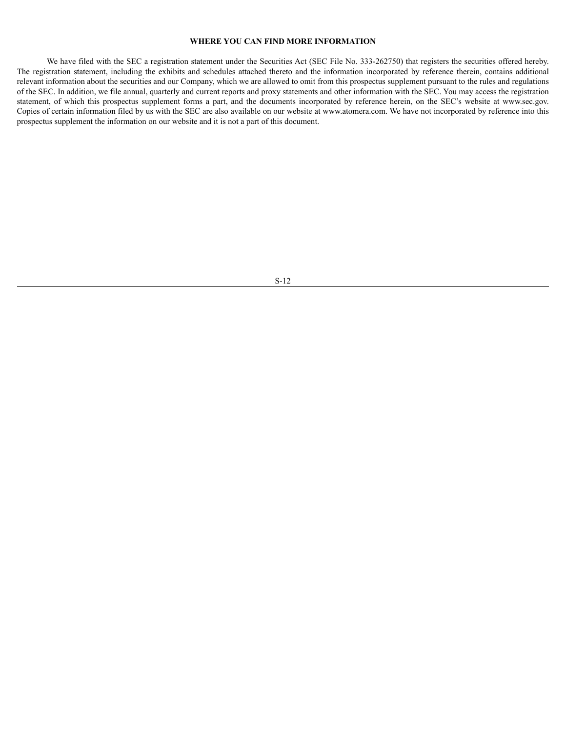## WHERE YOU CAN FIND MORE INFORMATION

We have filed with the SEC a registration statement under the Securities Act (SEC File No. 333-262750) that registers the securities offered hereby. The registration statement, including the exhibits and schedules attached thereto and the information incorporated by reference therein, contains additional relevant information about the securities and our Company, which we are allowed to omit from this prospectus supplement pursuant to the rules and regulations of the SEC. In addition, we file annual, quarterly and current reports and proxy statements and other information with the SEC. You may access the registration statement, of which this prospectus supplement forms a part, and the documents incorporated by reference herein, on the SEC's website at www.sec.gov. Copies of certain information filed by us with the SEC are also available on our website at www.atomera.com. We have not incorporated by reference into this prospectus supplement the information on our website and it is not a part of this document.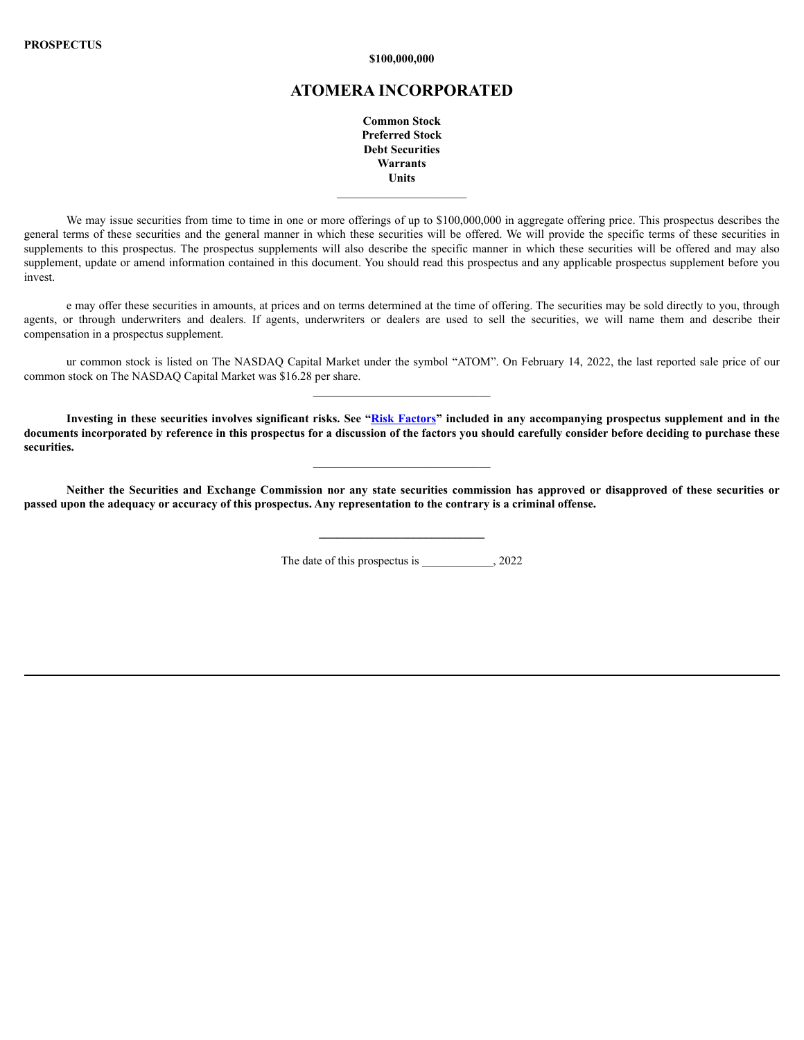**PROSPECTUS**

**$100,000,000**

# ATOMERA INCORPORATED

**Common Stock**
**Preferred Stock**
**Debt Securities**
**Warrants**
**Units**

---

We may issue securities from time to time in one or more offerings of up to $100,000,000 in aggregate offering price. This prospectus describes the general terms of these securities and the general manner in which these securities will be offered. We will provide the specific terms of these securities in supplements to this prospectus. The prospectus supplements will also describe the specific manner in which these securities will be offered and may also supplement, update or amend information contained in this document. You should read this prospectus and any applicable prospectus supplement before you invest.

e may offer these securities in amounts, at prices and on terms determined at the time of offering. The securities may be sold directly to you, through agents, or through underwriters and dealers. If agents, underwriters or dealers are used to sell the securities, we will name them and describe their compensation in a prospectus supplement.

ur common stock is listed on The NASDAQ Capital Market under the symbol "ATOM". On February 14, 2022, the last reported sale price of our common stock on The NASDAQ Capital Market was $16.28 per share.

---

**Investing in these securities involves significant risks. See "Risk Factors" included in any accompanying prospectus supplement and in the documents incorporated by reference in this prospectus for a discussion of the factors you should carefully consider before deciding to purchase these securities.**

---

**Neither the Securities and Exchange Commission nor any state securities commission has approved or disapproved of these securities or passed upon the adequacy or accuracy of this prospectus. Any representation to the contrary is a criminal offense.**

---

The date of this prospectus is ____________, 2022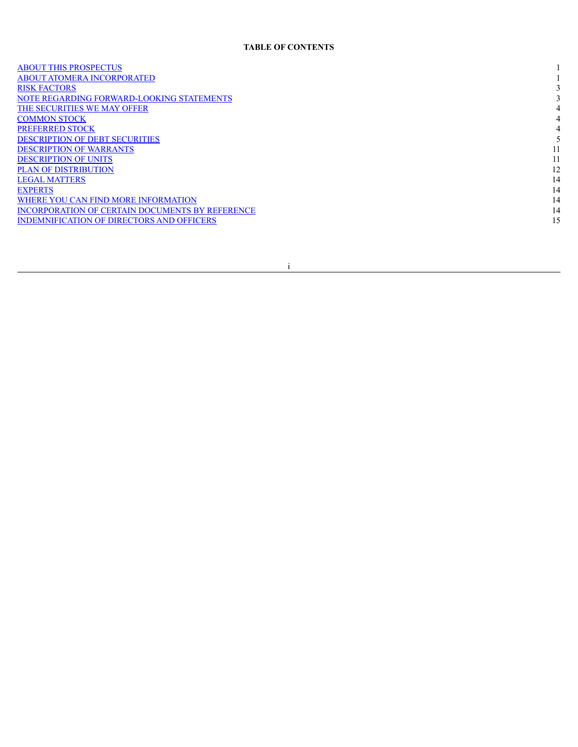**TABLE OF CONTENTS**

| | |
|---|---|
| ABOUT THIS PROSPECTUS | 1 |
| ABOUT ATOMERA INCORPORATED | 1 |
| RISK FACTORS | 3 |
| NOTE REGARDING FORWARD-LOOKING STATEMENTS | 3 |
| THE SECURITIES WE MAY OFFER | 4 |
| COMMON STOCK | 4 |
| PREFERRED STOCK | 4 |
| DESCRIPTION OF DEBT SECURITIES | 5 |
| DESCRIPTION OF WARRANTS | 11 |
| DESCRIPTION OF UNITS | 11 |
| PLAN OF DISTRIBUTION | 12 |
| LEGAL MATTERS | 14 |
| EXPERTS | 14 |
| WHERE YOU CAN FIND MORE INFORMATION | 14 |
| INCORPORATION OF CERTAIN DOCUMENTS BY REFERENCE | 14 |
| INDEMNIFICATION OF DIRECTORS AND OFFICERS | 15 |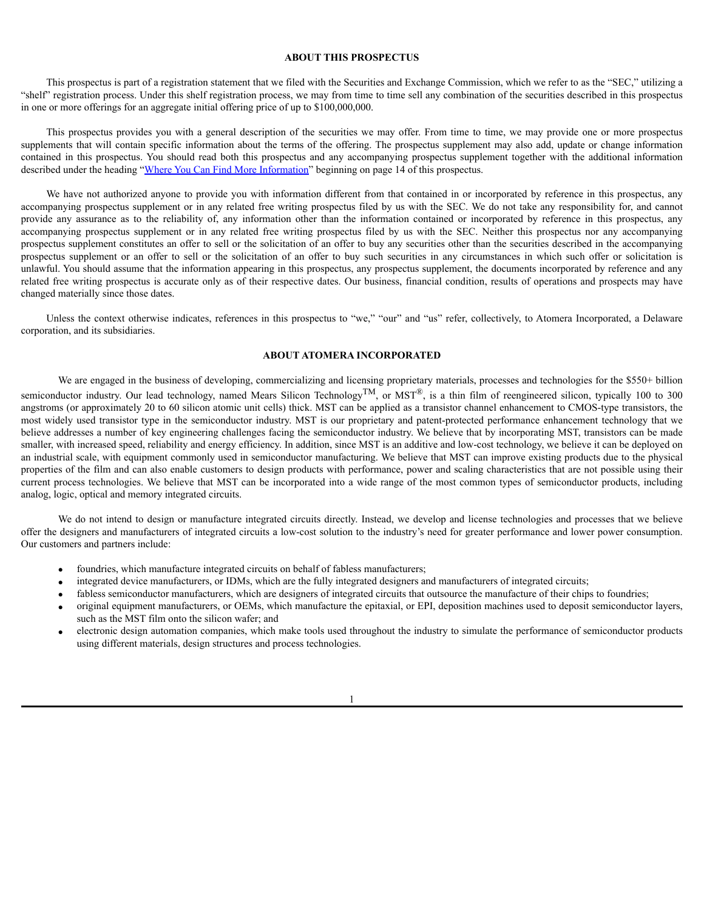## ABOUT THIS PROSPECTUS

This prospectus is part of a registration statement that we filed with the Securities and Exchange Commission, which we refer to as the "SEC," utilizing a "shelf" registration process. Under this shelf registration process, we may from time to time sell any combination of the securities described in this prospectus in one or more offerings for an aggregate initial offering price of up to $100,000,000.

This prospectus provides you with a general description of the securities we may offer. From time to time, we may provide one or more prospectus supplements that will contain specific information about the terms of the offering. The prospectus supplement may also add, update or change information contained in this prospectus. You should read both this prospectus and any accompanying prospectus supplement together with the additional information described under the heading "Where You Can Find More Information" beginning on page 14 of this prospectus.

We have not authorized anyone to provide you with information different from that contained in or incorporated by reference in this prospectus, any accompanying prospectus supplement or in any related free writing prospectus filed by us with the SEC. We do not take any responsibility for, and cannot provide any assurance as to the reliability of, any information other than the information contained or incorporated by reference in this prospectus, any accompanying prospectus supplement or in any related free writing prospectus filed by us with the SEC. Neither this prospectus nor any accompanying prospectus supplement constitutes an offer to sell or the solicitation of an offer to buy any securities other than the securities described in the accompanying prospectus supplement or an offer to sell or the solicitation of an offer to buy such securities in any circumstances in which such offer or solicitation is unlawful. You should assume that the information appearing in this prospectus, any prospectus supplement, the documents incorporated by reference and any related free writing prospectus is accurate only as of their respective dates. Our business, financial condition, results of operations and prospects may have changed materially since those dates.

Unless the context otherwise indicates, references in this prospectus to "we," "our" and "us" refer, collectively, to Atomera Incorporated, a Delaware corporation, and its subsidiaries.

## ABOUT ATOMERA INCORPORATED

We are engaged in the business of developing, commercializing and licensing proprietary materials, processes and technologies for the $550+ billion semiconductor industry. Our lead technology, named Mears Silicon Technology™, or MST®, is a thin film of reengineered silicon, typically 100 to 300 angstroms (or approximately 20 to 60 silicon atomic unit cells) thick. MST can be applied as a transistor channel enhancement to CMOS-type transistors, the most widely used transistor type in the semiconductor industry. MST is our proprietary and patent-protected performance enhancement technology that we believe addresses a number of key engineering challenges facing the semiconductor industry. We believe that by incorporating MST, transistors can be made smaller, with increased speed, reliability and energy efficiency. In addition, since MST is an additive and low-cost technology, we believe it can be deployed on an industrial scale, with equipment commonly used in semiconductor manufacturing. We believe that MST can improve existing products due to the physical properties of the film and can also enable customers to design products with performance, power and scaling characteristics that are not possible using their current process technologies. We believe that MST can be incorporated into a wide range of the most common types of semiconductor products, including analog, logic, optical and memory integrated circuits.

We do not intend to design or manufacture integrated circuits directly. Instead, we develop and license technologies and processes that we believe offer the designers and manufacturers of integrated circuits a low-cost solution to the industry's need for greater performance and lower power consumption. Our customers and partners include:

- foundries, which manufacture integrated circuits on behalf of fabless manufacturers;
- integrated device manufacturers, or IDMs, which are the fully integrated designers and manufacturers of integrated circuits;
- fabless semiconductor manufacturers, which are designers of integrated circuits that outsource the manufacture of their chips to foundries;
- original equipment manufacturers, or OEMs, which manufacture the epitaxial, or EPI, deposition machines used to deposit semiconductor layers, such as the MST film onto the silicon wafer; and
- electronic design automation companies, which make tools used throughout the industry to simulate the performance of semiconductor products using different materials, design structures and process technologies.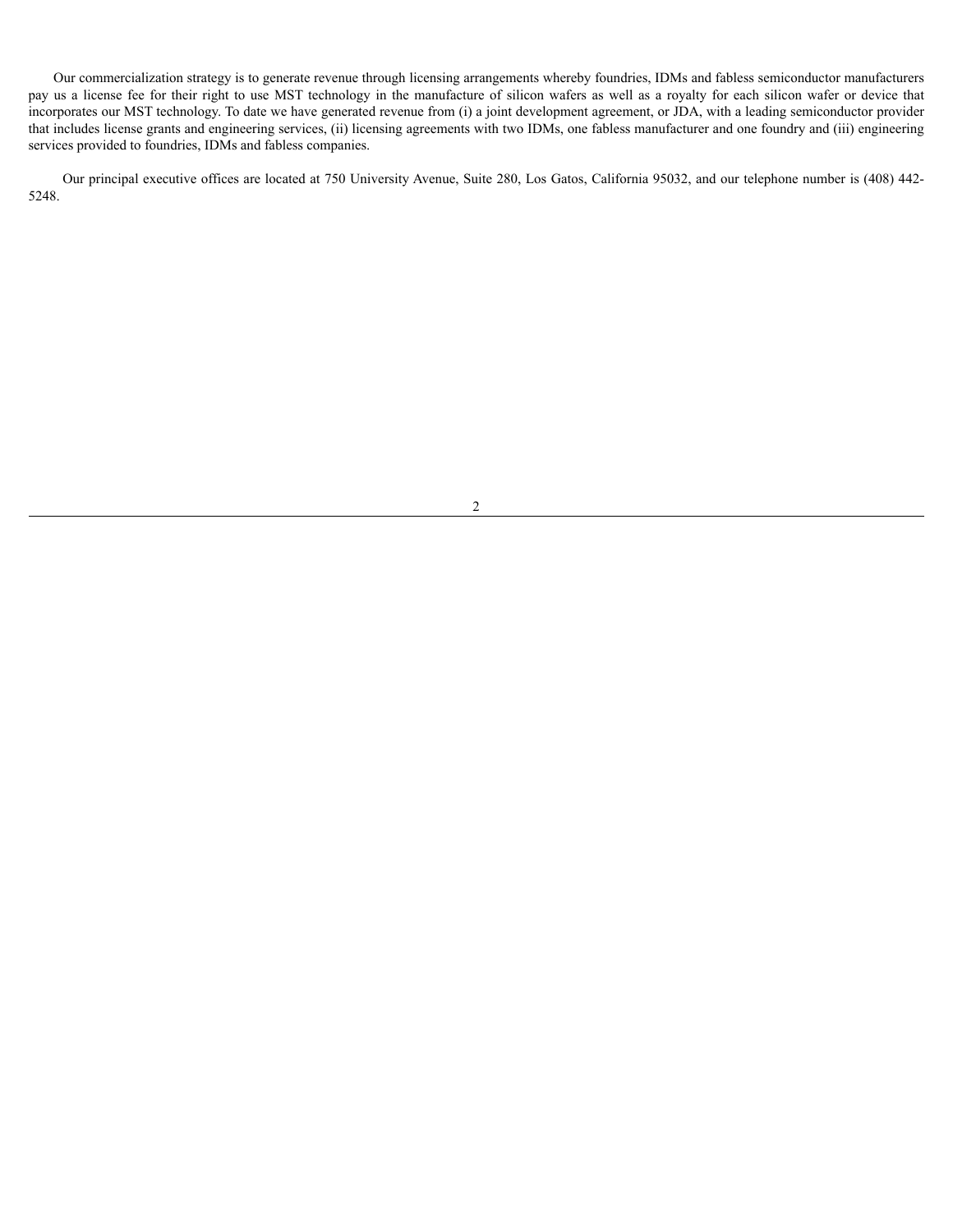Our commercialization strategy is to generate revenue through licensing arrangements whereby foundries, IDMs and fabless semiconductor manufacturers pay us a license fee for their right to use MST technology in the manufacture of silicon wafers as well as a royalty for each silicon wafer or device that incorporates our MST technology. To date we have generated revenue from (i) a joint development agreement, or JDA, with a leading semiconductor provider that includes license grants and engineering services, (ii) licensing agreements with two IDMs, one fabless manufacturer and one foundry and (iii) engineering services provided to foundries, IDMs and fabless companies.

Our principal executive offices are located at 750 University Avenue, Suite 280, Los Gatos, California 95032, and our telephone number is (408) 442-5248.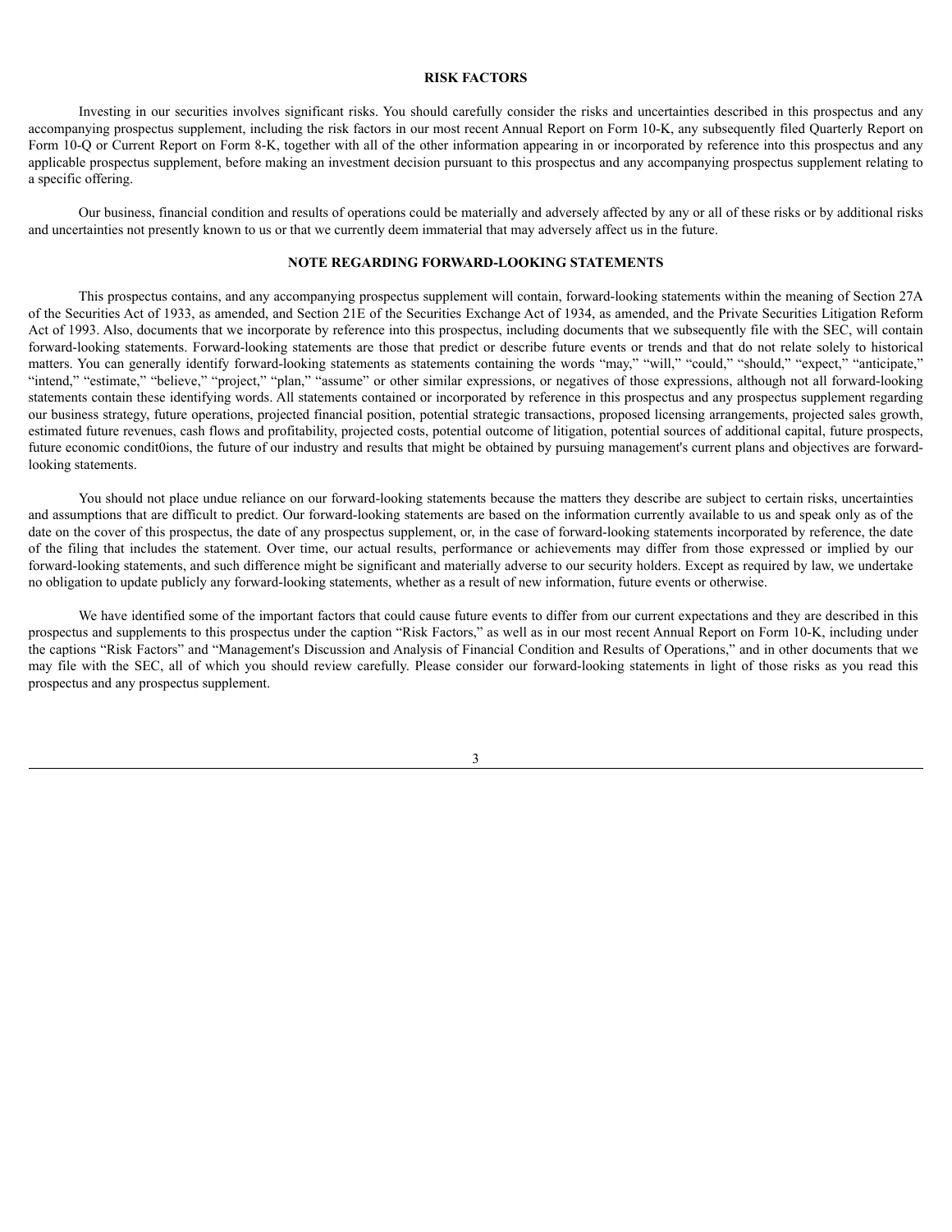## RISK FACTORS

Investing in our securities involves significant risks. You should carefully consider the risks and uncertainties described in this prospectus and any accompanying prospectus supplement, including the risk factors in our most recent Annual Report on Form 10-K, any subsequently filed Quarterly Report on Form 10-Q or Current Report on Form 8-K, together with all of the other information appearing in or incorporated by reference into this prospectus and any applicable prospectus supplement, before making an investment decision pursuant to this prospectus and any accompanying prospectus supplement relating to a specific offering.

Our business, financial condition and results of operations could be materially and adversely affected by any or all of these risks or by additional risks and uncertainties not presently known to us or that we currently deem immaterial that may adversely affect us in the future.

## NOTE REGARDING FORWARD-LOOKING STATEMENTS

This prospectus contains, and any accompanying prospectus supplement will contain, forward-looking statements within the meaning of Section 27A of the Securities Act of 1933, as amended, and Section 21E of the Securities Exchange Act of 1934, as amended, and the Private Securities Litigation Reform Act of 1993. Also, documents that we incorporate by reference into this prospectus, including documents that we subsequently file with the SEC, will contain forward-looking statements. Forward-looking statements are those that predict or describe future events or trends and that do not relate solely to historical matters. You can generally identify forward-looking statements as statements containing the words "may," "will," "could," "should," "expect," "anticipate," "intend," "estimate," "believe," "project," "plan," "assume" or other similar expressions, or negatives of those expressions, although not all forward-looking statements contain these identifying words. All statements contained or incorporated by reference in this prospectus and any prospectus supplement regarding our business strategy, future operations, projected financial position, potential strategic transactions, proposed licensing arrangements, projected sales growth, estimated future revenues, cash flows and profitability, projected costs, potential outcome of litigation, potential sources of additional capital, future prospects, future economic condit0ions, the future of our industry and results that might be obtained by pursuing management's current plans and objectives are forward-looking statements.

You should not place undue reliance on our forward-looking statements because the matters they describe are subject to certain risks, uncertainties and assumptions that are difficult to predict. Our forward-looking statements are based on the information currently available to us and speak only as of the date on the cover of this prospectus, the date of any prospectus supplement, or, in the case of forward-looking statements incorporated by reference, the date of the filing that includes the statement. Over time, our actual results, performance or achievements may differ from those expressed or implied by our forward-looking statements, and such difference might be significant and materially adverse to our security holders. Except as required by law, we undertake no obligation to update publicly any forward-looking statements, whether as a result of new information, future events or otherwise.

We have identified some of the important factors that could cause future events to differ from our current expectations and they are described in this prospectus and supplements to this prospectus under the caption "Risk Factors," as well as in our most recent Annual Report on Form 10-K, including under the captions "Risk Factors" and "Management's Discussion and Analysis of Financial Condition and Results of Operations," and in other documents that we may file with the SEC, all of which you should review carefully. Please consider our forward-looking statements in light of those risks as you read this prospectus and any prospectus supplement.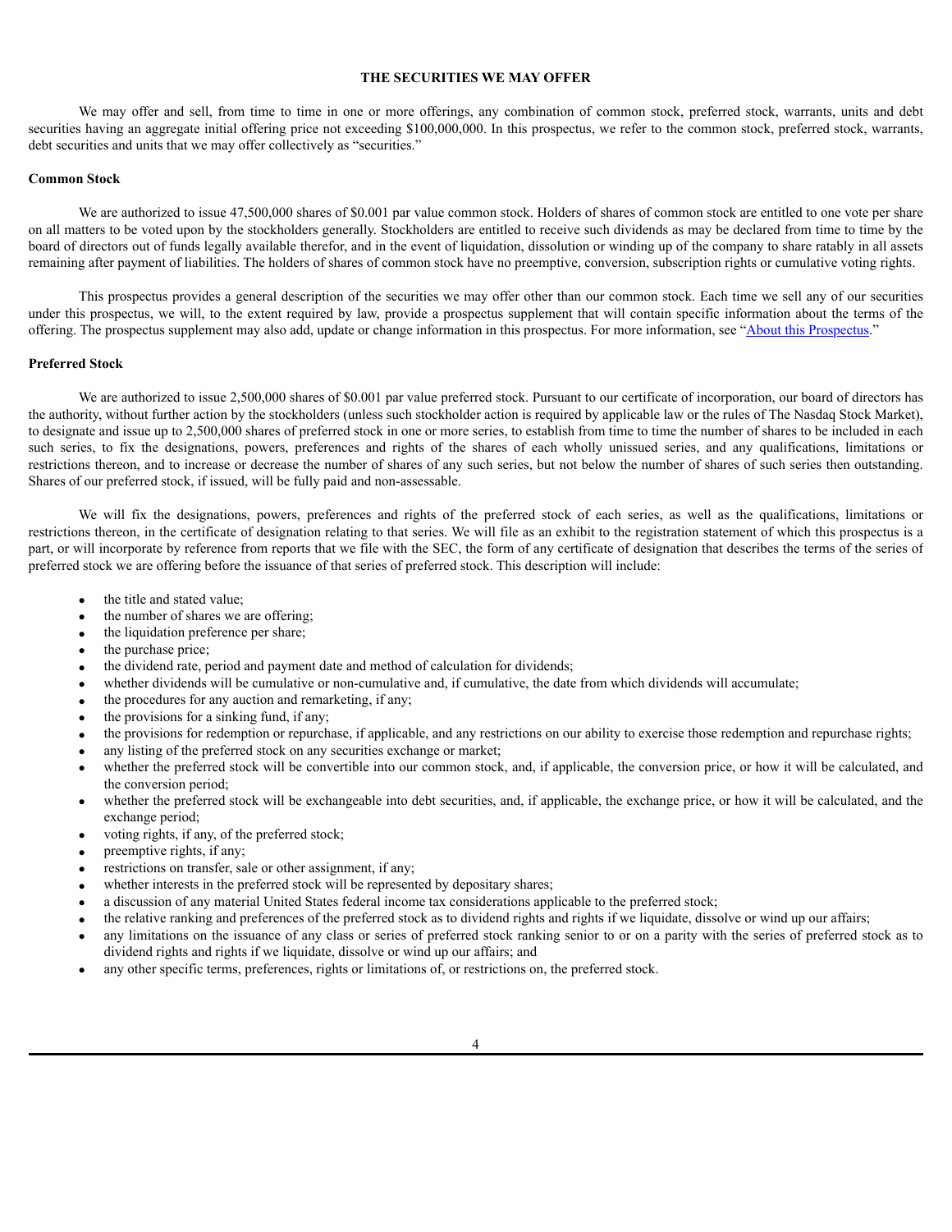## THE SECURITIES WE MAY OFFER

We may offer and sell, from time to time in one or more offerings, any combination of common stock, preferred stock, warrants, units and debt securities having an aggregate initial offering price not exceeding $100,000,000. In this prospectus, we refer to the common stock, preferred stock, warrants, debt securities and units that we may offer collectively as "securities."

### Common Stock

We are authorized to issue 47,500,000 shares of $0.001 par value common stock. Holders of shares of common stock are entitled to one vote per share on all matters to be voted upon by the stockholders generally. Stockholders are entitled to receive such dividends as may be declared from time to time by the board of directors out of funds legally available therefor, and in the event of liquidation, dissolution or winding up of the company to share ratably in all assets remaining after payment of liabilities. The holders of shares of common stock have no preemptive, conversion, subscription rights or cumulative voting rights.

This prospectus provides a general description of the securities we may offer other than our common stock. Each time we sell any of our securities under this prospectus, we will, to the extent required by law, provide a prospectus supplement that will contain specific information about the terms of the offering. The prospectus supplement may also add, update or change information in this prospectus. For more information, see "About this Prospectus."

### Preferred Stock

We are authorized to issue 2,500,000 shares of $0.001 par value preferred stock. Pursuant to our certificate of incorporation, our board of directors has the authority, without further action by the stockholders (unless such stockholder action is required by applicable law or the rules of The Nasdaq Stock Market), to designate and issue up to 2,500,000 shares of preferred stock in one or more series, to establish from time to time the number of shares to be included in each such series, to fix the designations, powers, preferences and rights of the shares of each wholly unissued series, and any qualifications, limitations or restrictions thereon, and to increase or decrease the number of shares of any such series, but not below the number of shares of such series then outstanding. Shares of our preferred stock, if issued, will be fully paid and non-assessable.

We will fix the designations, powers, preferences and rights of the preferred stock of each series, as well as the qualifications, limitations or restrictions thereon, in the certificate of designation relating to that series. We will file as an exhibit to the registration statement of which this prospectus is a part, or will incorporate by reference from reports that we file with the SEC, the form of any certificate of designation that describes the terms of the series of preferred stock we are offering before the issuance of that series of preferred stock. This description will include:

- the title and stated value;
- the number of shares we are offering;
- the liquidation preference per share;
- the purchase price;
- the dividend rate, period and payment date and method of calculation for dividends;
- whether dividends will be cumulative or non-cumulative and, if cumulative, the date from which dividends will accumulate;
- the procedures for any auction and remarketing, if any;
- the provisions for a sinking fund, if any;
- the provisions for redemption or repurchase, if applicable, and any restrictions on our ability to exercise those redemption and repurchase rights;
- any listing of the preferred stock on any securities exchange or market;
- whether the preferred stock will be convertible into our common stock, and, if applicable, the conversion price, or how it will be calculated, and the conversion period;
- whether the preferred stock will be exchangeable into debt securities, and, if applicable, the exchange price, or how it will be calculated, and the exchange period;
- voting rights, if any, of the preferred stock;
- preemptive rights, if any;
- restrictions on transfer, sale or other assignment, if any;
- whether interests in the preferred stock will be represented by depositary shares;
- a discussion of any material United States federal income tax considerations applicable to the preferred stock;
- the relative ranking and preferences of the preferred stock as to dividend rights and rights if we liquidate, dissolve or wind up our affairs;
- any limitations on the issuance of any class or series of preferred stock ranking senior to or on a parity with the series of preferred stock as to dividend rights and rights if we liquidate, dissolve or wind up our affairs; and
- any other specific terms, preferences, rights or limitations of, or restrictions on, the preferred stock.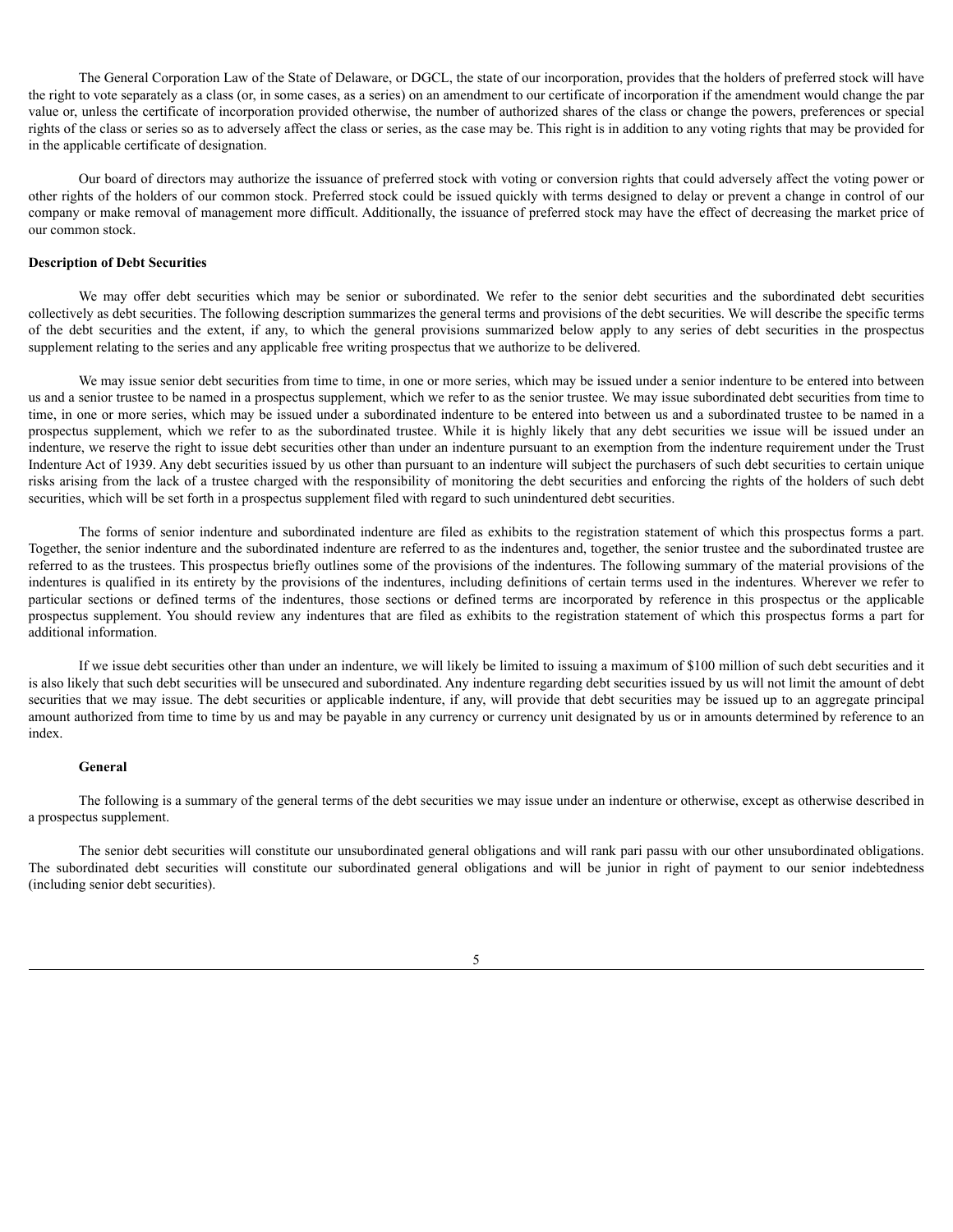The General Corporation Law of the State of Delaware, or DGCL, the state of our incorporation, provides that the holders of preferred stock will have the right to vote separately as a class (or, in some cases, as a series) on an amendment to our certificate of incorporation if the amendment would change the par value or, unless the certificate of incorporation provided otherwise, the number of authorized shares of the class or change the powers, preferences or special rights of the class or series so as to adversely affect the class or series, as the case may be. This right is in addition to any voting rights that may be provided for in the applicable certificate of designation.

Our board of directors may authorize the issuance of preferred stock with voting or conversion rights that could adversely affect the voting power or other rights of the holders of our common stock. Preferred stock could be issued quickly with terms designed to delay or prevent a change in control of our company or make removal of management more difficult. Additionally, the issuance of preferred stock may have the effect of decreasing the market price of our common stock.

**Description of Debt Securities**

We may offer debt securities which may be senior or subordinated. We refer to the senior debt securities and the subordinated debt securities collectively as debt securities. The following description summarizes the general terms and provisions of the debt securities. We will describe the specific terms of the debt securities and the extent, if any, to which the general provisions summarized below apply to any series of debt securities in the prospectus supplement relating to the series and any applicable free writing prospectus that we authorize to be delivered.

We may issue senior debt securities from time to time, in one or more series, which may be issued under a senior indenture to be entered into between us and a senior trustee to be named in a prospectus supplement, which we refer to as the senior trustee. We may issue subordinated debt securities from time to time, in one or more series, which may be issued under a subordinated indenture to be entered into between us and a subordinated trustee to be named in a prospectus supplement, which we refer to as the subordinated trustee. While it is highly likely that any debt securities we issue will be issued under an indenture, we reserve the right to issue debt securities other than under an indenture pursuant to an exemption from the indenture requirement under the Trust Indenture Act of 1939. Any debt securities issued by us other than pursuant to an indenture will subject the purchasers of such debt securities to certain unique risks arising from the lack of a trustee charged with the responsibility of monitoring the debt securities and enforcing the rights of the holders of such debt securities, which will be set forth in a prospectus supplement filed with regard to such unindentured debt securities.

The forms of senior indenture and subordinated indenture are filed as exhibits to the registration statement of which this prospectus forms a part. Together, the senior indenture and the subordinated indenture are referred to as the indentures and, together, the senior trustee and the subordinated trustee are referred to as the trustees. This prospectus briefly outlines some of the provisions of the indentures. The following summary of the material provisions of the indentures is qualified in its entirety by the provisions of the indentures, including definitions of certain terms used in the indentures. Wherever we refer to particular sections or defined terms of the indentures, those sections or defined terms are incorporated by reference in this prospectus or the applicable prospectus supplement. You should review any indentures that are filed as exhibits to the registration statement of which this prospectus forms a part for additional information.

If we issue debt securities other than under an indenture, we will likely be limited to issuing a maximum of $100 million of such debt securities and it is also likely that such debt securities will be unsecured and subordinated. Any indenture regarding debt securities issued by us will not limit the amount of debt securities that we may issue. The debt securities or applicable indenture, if any, will provide that debt securities may be issued up to an aggregate principal amount authorized from time to time by us and may be payable in any currency or currency unit designated by us or in amounts determined by reference to an index.

**General**

The following is a summary of the general terms of the debt securities we may issue under an indenture or otherwise, except as otherwise described in a prospectus supplement.

The senior debt securities will constitute our unsubordinated general obligations and will rank pari passu with our other unsubordinated obligations. The subordinated debt securities will constitute our subordinated general obligations and will be junior in right of payment to our senior indebtedness (including senior debt securities).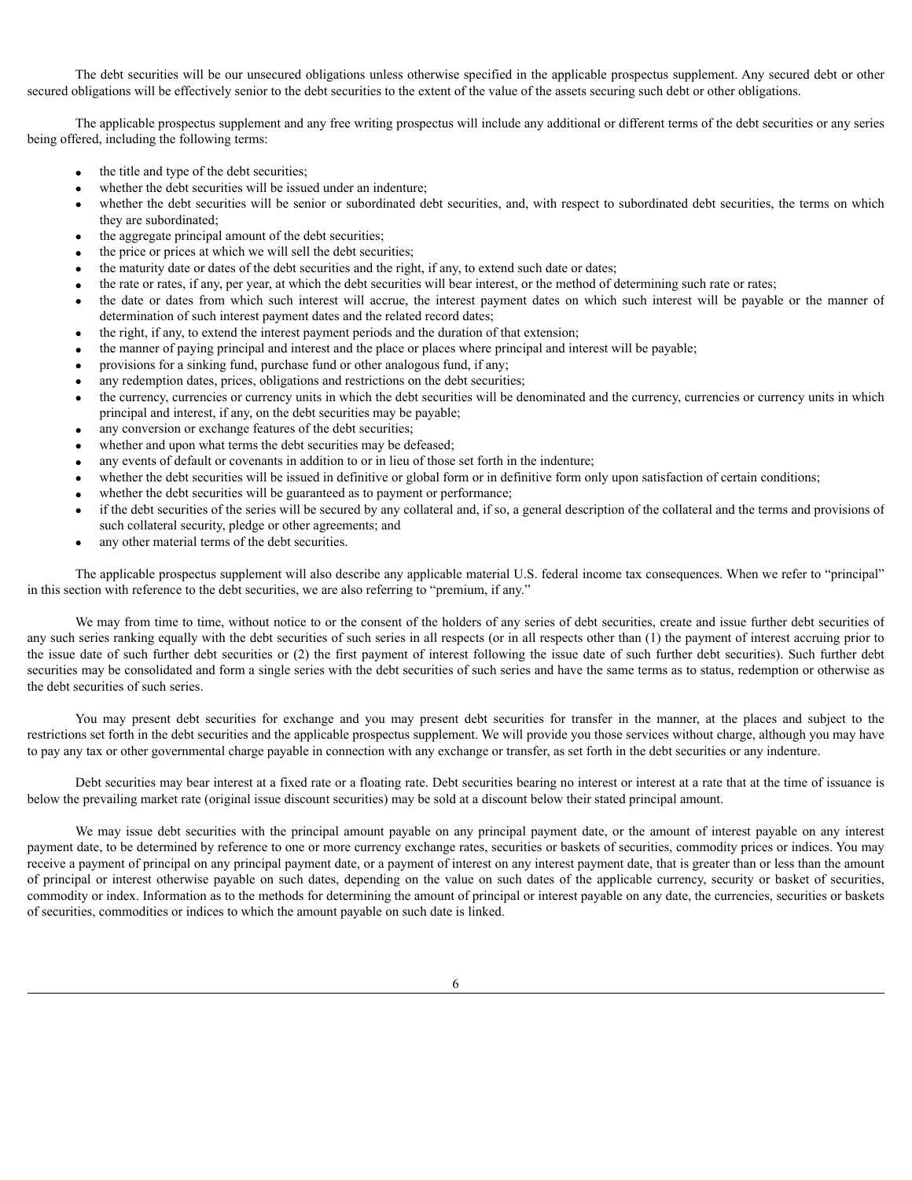The debt securities will be our unsecured obligations unless otherwise specified in the applicable prospectus supplement. Any secured debt or other secured obligations will be effectively senior to the debt securities to the extent of the value of the assets securing such debt or other obligations.

The applicable prospectus supplement and any free writing prospectus will include any additional or different terms of the debt securities or any series being offered, including the following terms:

- the title and type of the debt securities;
- whether the debt securities will be issued under an indenture;
- whether the debt securities will be senior or subordinated debt securities, and, with respect to subordinated debt securities, the terms on which they are subordinated;
- the aggregate principal amount of the debt securities;
- the price or prices at which we will sell the debt securities;
- the maturity date or dates of the debt securities and the right, if any, to extend such date or dates;
- the rate or rates, if any, per year, at which the debt securities will bear interest, or the method of determining such rate or rates;
- the date or dates from which such interest will accrue, the interest payment dates on which such interest will be payable or the manner of determination of such interest payment dates and the related record dates;
- the right, if any, to extend the interest payment periods and the duration of that extension;
- the manner of paying principal and interest and the place or places where principal and interest will be payable;
- provisions for a sinking fund, purchase fund or other analogous fund, if any;
- any redemption dates, prices, obligations and restrictions on the debt securities;
- the currency, currencies or currency units in which the debt securities will be denominated and the currency, currencies or currency units in which principal and interest, if any, on the debt securities may be payable;
- any conversion or exchange features of the debt securities;
- whether and upon what terms the debt securities may be defeased;
- any events of default or covenants in addition to or in lieu of those set forth in the indenture;
- whether the debt securities will be issued in definitive or global form or in definitive form only upon satisfaction of certain conditions;
- whether the debt securities will be guaranteed as to payment or performance;
- if the debt securities of the series will be secured by any collateral and, if so, a general description of the collateral and the terms and provisions of such collateral security, pledge or other agreements; and
- any other material terms of the debt securities.

The applicable prospectus supplement will also describe any applicable material U.S. federal income tax consequences. When we refer to "principal" in this section with reference to the debt securities, we are also referring to "premium, if any."

We may from time to time, without notice to or the consent of the holders of any series of debt securities, create and issue further debt securities of any such series ranking equally with the debt securities of such series in all respects (or in all respects other than (1) the payment of interest accruing prior to the issue date of such further debt securities or (2) the first payment of interest following the issue date of such further debt securities). Such further debt securities may be consolidated and form a single series with the debt securities of such series and have the same terms as to status, redemption or otherwise as the debt securities of such series.

You may present debt securities for exchange and you may present debt securities for transfer in the manner, at the places and subject to the restrictions set forth in the debt securities and the applicable prospectus supplement. We will provide you those services without charge, although you may have to pay any tax or other governmental charge payable in connection with any exchange or transfer, as set forth in the debt securities or any indenture.

Debt securities may bear interest at a fixed rate or a floating rate. Debt securities bearing no interest or interest at a rate that at the time of issuance is below the prevailing market rate (original issue discount securities) may be sold at a discount below their stated principal amount.

We may issue debt securities with the principal amount payable on any principal payment date, or the amount of interest payable on any interest payment date, to be determined by reference to one or more currency exchange rates, securities or baskets of securities, commodity prices or indices. You may receive a payment of principal on any principal payment date, or a payment of interest on any interest payment date, that is greater than or less than the amount of principal or interest otherwise payable on such dates, depending on the value on such dates of the applicable currency, security or basket of securities, commodity or index. Information as to the methods for determining the amount of principal or interest payable on any date, the currencies, securities or baskets of securities, commodities or indices to which the amount payable on such date is linked.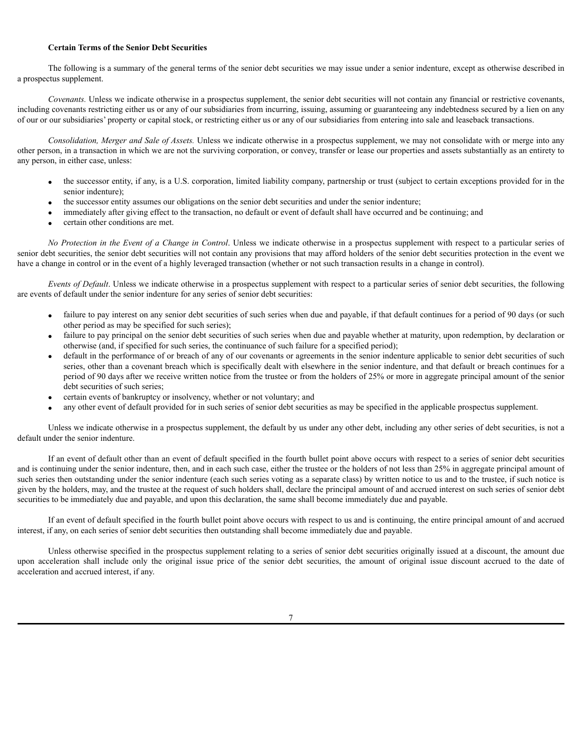**Certain Terms of the Senior Debt Securities**

The following is a summary of the general terms of the senior debt securities we may issue under a senior indenture, except as otherwise described in a prospectus supplement.

*Covenants.* Unless we indicate otherwise in a prospectus supplement, the senior debt securities will not contain any financial or restrictive covenants, including covenants restricting either us or any of our subsidiaries from incurring, issuing, assuming or guaranteeing any indebtedness secured by a lien on any of our or our subsidiaries' property or capital stock, or restricting either us or any of our subsidiaries from entering into sale and leaseback transactions.

*Consolidation, Merger and Sale of Assets.* Unless we indicate otherwise in a prospectus supplement, we may not consolidate with or merge into any other person, in a transaction in which we are not the surviving corporation, or convey, transfer or lease our properties and assets substantially as an entirety to any person, in either case, unless:

- the successor entity, if any, is a U.S. corporation, limited liability company, partnership or trust (subject to certain exceptions provided for in the senior indenture);
- the successor entity assumes our obligations on the senior debt securities and under the senior indenture;
- immediately after giving effect to the transaction, no default or event of default shall have occurred and be continuing; and
- certain other conditions are met.

*No Protection in the Event of a Change in Control*. Unless we indicate otherwise in a prospectus supplement with respect to a particular series of senior debt securities, the senior debt securities will not contain any provisions that may afford holders of the senior debt securities protection in the event we have a change in control or in the event of a highly leveraged transaction (whether or not such transaction results in a change in control).

*Events of Default*. Unless we indicate otherwise in a prospectus supplement with respect to a particular series of senior debt securities, the following are events of default under the senior indenture for any series of senior debt securities:

- failure to pay interest on any senior debt securities of such series when due and payable, if that default continues for a period of 90 days (or such other period as may be specified for such series);
- failure to pay principal on the senior debt securities of such series when due and payable whether at maturity, upon redemption, by declaration or otherwise (and, if specified for such series, the continuance of such failure for a specified period);
- default in the performance of or breach of any of our covenants or agreements in the senior indenture applicable to senior debt securities of such series, other than a covenant breach which is specifically dealt with elsewhere in the senior indenture, and that default or breach continues for a period of 90 days after we receive written notice from the trustee or from the holders of 25% or more in aggregate principal amount of the senior debt securities of such series;
- certain events of bankruptcy or insolvency, whether or not voluntary; and
- any other event of default provided for in such series of senior debt securities as may be specified in the applicable prospectus supplement.

Unless we indicate otherwise in a prospectus supplement, the default by us under any other debt, including any other series of debt securities, is not a default under the senior indenture.

If an event of default other than an event of default specified in the fourth bullet point above occurs with respect to a series of senior debt securities and is continuing under the senior indenture, then, and in each such case, either the trustee or the holders of not less than 25% in aggregate principal amount of such series then outstanding under the senior indenture (each such series voting as a separate class) by written notice to us and to the trustee, if such notice is given by the holders, may, and the trustee at the request of such holders shall, declare the principal amount of and accrued interest on such series of senior debt securities to be immediately due and payable, and upon this declaration, the same shall become immediately due and payable.

If an event of default specified in the fourth bullet point above occurs with respect to us and is continuing, the entire principal amount of and accrued interest, if any, on each series of senior debt securities then outstanding shall become immediately due and payable.

Unless otherwise specified in the prospectus supplement relating to a series of senior debt securities originally issued at a discount, the amount due upon acceleration shall include only the original issue price of the senior debt securities, the amount of original issue discount accrued to the date of acceleration and accrued interest, if any.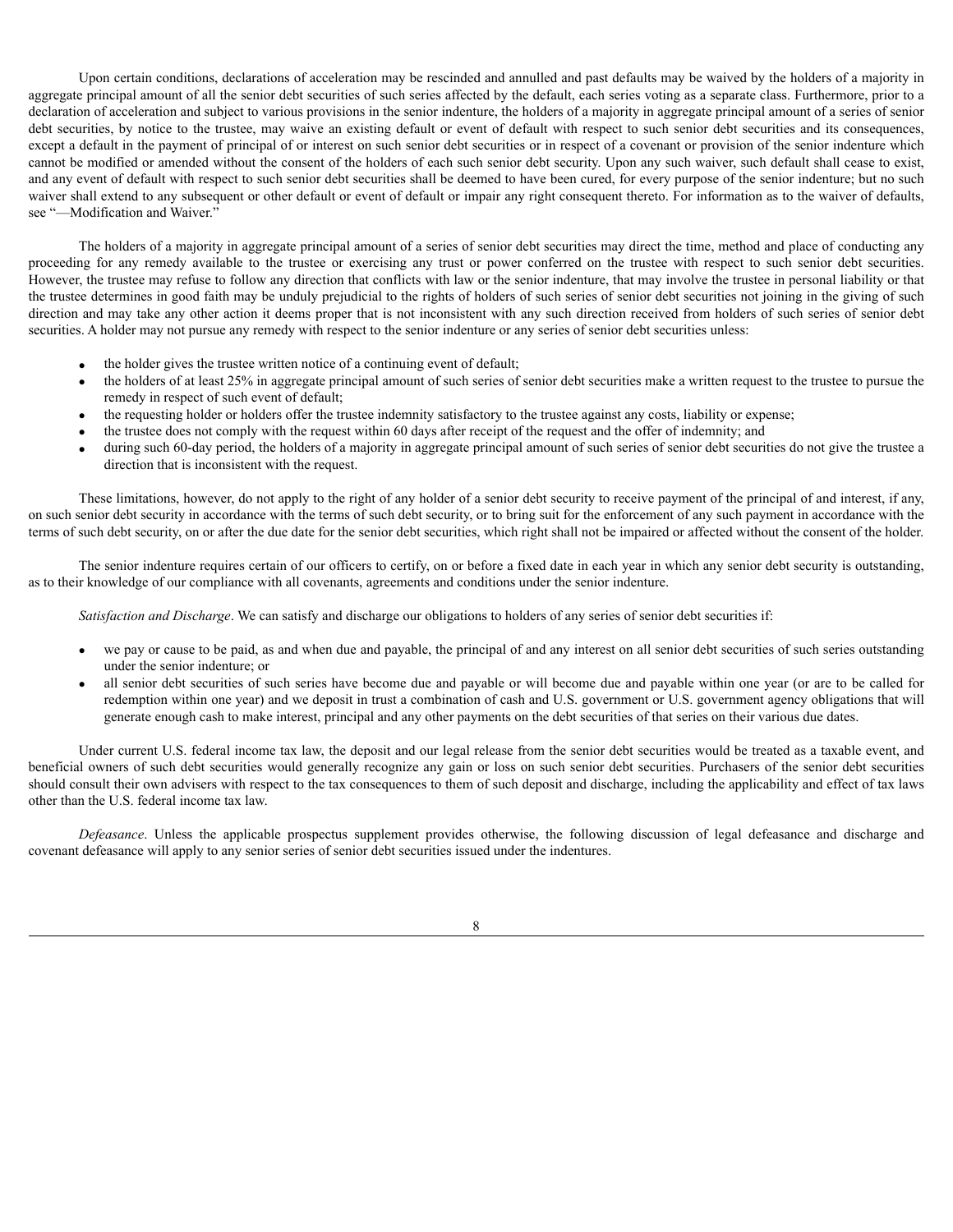Upon certain conditions, declarations of acceleration may be rescinded and annulled and past defaults may be waived by the holders of a majority in aggregate principal amount of all the senior debt securities of such series affected by the default, each series voting as a separate class. Furthermore, prior to a declaration of acceleration and subject to various provisions in the senior indenture, the holders of a majority in aggregate principal amount of a series of senior debt securities, by notice to the trustee, may waive an existing default or event of default with respect to such senior debt securities and its consequences, except a default in the payment of principal of or interest on such senior debt securities or in respect of a covenant or provision of the senior indenture which cannot be modified or amended without the consent of the holders of each such senior debt security. Upon any such waiver, such default shall cease to exist, and any event of default with respect to such senior debt securities shall be deemed to have been cured, for every purpose of the senior indenture; but no such waiver shall extend to any subsequent or other default or event of default or impair any right consequent thereto. For information as to the waiver of defaults, see "—Modification and Waiver."

The holders of a majority in aggregate principal amount of a series of senior debt securities may direct the time, method and place of conducting any proceeding for any remedy available to the trustee or exercising any trust or power conferred on the trustee with respect to such senior debt securities. However, the trustee may refuse to follow any direction that conflicts with law or the senior indenture, that may involve the trustee in personal liability or that the trustee determines in good faith may be unduly prejudicial to the rights of holders of such series of senior debt securities not joining in the giving of such direction and may take any other action it deems proper that is not inconsistent with any such direction received from holders of such series of senior debt securities. A holder may not pursue any remedy with respect to the senior indenture or any series of senior debt securities unless:

- the holder gives the trustee written notice of a continuing event of default;
- the holders of at least 25% in aggregate principal amount of such series of senior debt securities make a written request to the trustee to pursue the remedy in respect of such event of default;
- the requesting holder or holders offer the trustee indemnity satisfactory to the trustee against any costs, liability or expense;
- the trustee does not comply with the request within 60 days after receipt of the request and the offer of indemnity; and
- during such 60-day period, the holders of a majority in aggregate principal amount of such series of senior debt securities do not give the trustee a direction that is inconsistent with the request.

These limitations, however, do not apply to the right of any holder of a senior debt security to receive payment of the principal of and interest, if any, on such senior debt security in accordance with the terms of such debt security, or to bring suit for the enforcement of any such payment in accordance with the terms of such debt security, on or after the due date for the senior debt securities, which right shall not be impaired or affected without the consent of the holder.

The senior indenture requires certain of our officers to certify, on or before a fixed date in each year in which any senior debt security is outstanding, as to their knowledge of our compliance with all covenants, agreements and conditions under the senior indenture.

*Satisfaction and Discharge*. We can satisfy and discharge our obligations to holders of any series of senior debt securities if:

- we pay or cause to be paid, as and when due and payable, the principal of and any interest on all senior debt securities of such series outstanding under the senior indenture; or
- all senior debt securities of such series have become due and payable or will become due and payable within one year (or are to be called for redemption within one year) and we deposit in trust a combination of cash and U.S. government or U.S. government agency obligations that will generate enough cash to make interest, principal and any other payments on the debt securities of that series on their various due dates.

Under current U.S. federal income tax law, the deposit and our legal release from the senior debt securities would be treated as a taxable event, and beneficial owners of such debt securities would generally recognize any gain or loss on such senior debt securities. Purchasers of the senior debt securities should consult their own advisers with respect to the tax consequences to them of such deposit and discharge, including the applicability and effect of tax laws other than the U.S. federal income tax law.

*Defeasance*. Unless the applicable prospectus supplement provides otherwise, the following discussion of legal defeasance and discharge and covenant defeasance will apply to any senior series of senior debt securities issued under the indentures.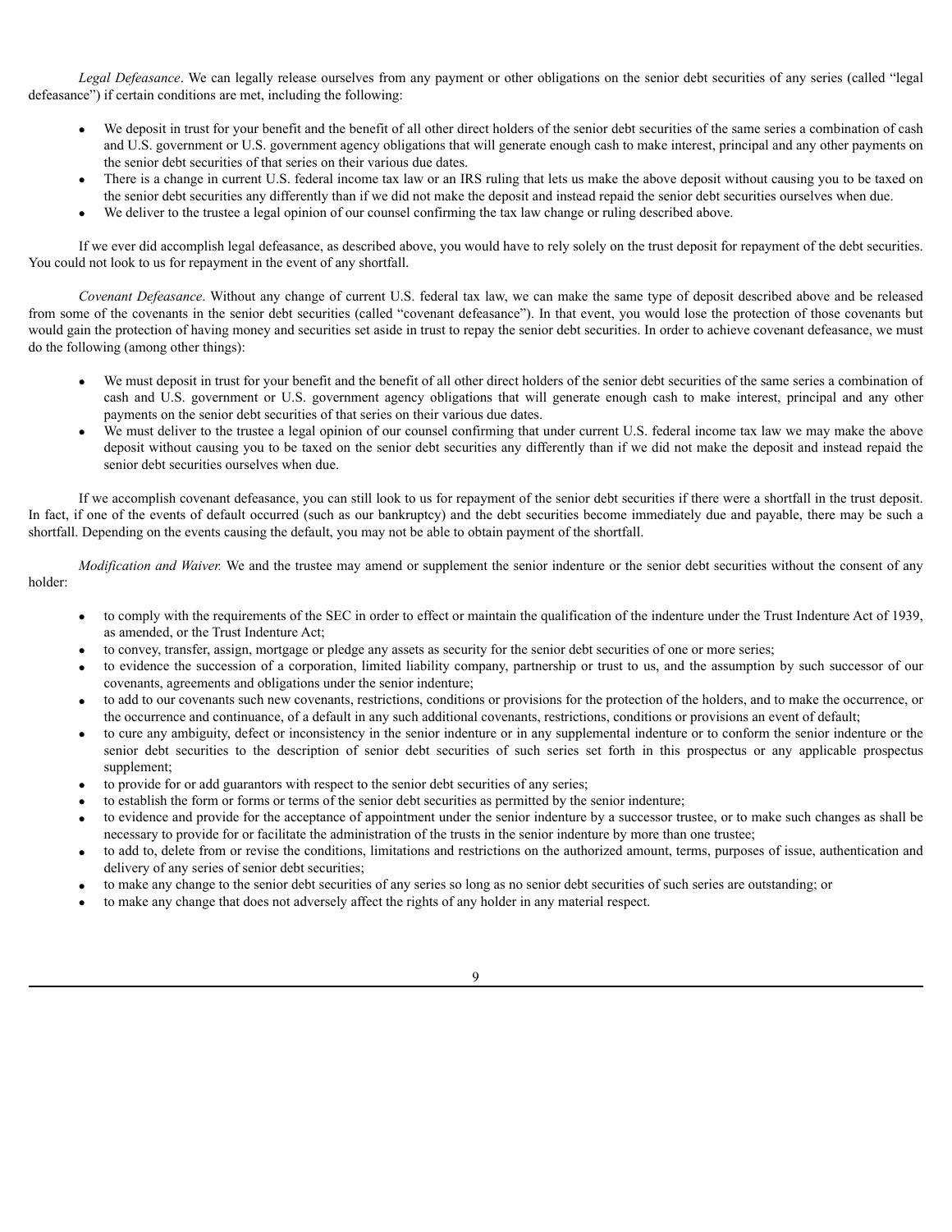*Legal Defeasance*. We can legally release ourselves from any payment or other obligations on the senior debt securities of any series (called "legal defeasance") if certain conditions are met, including the following:

- We deposit in trust for your benefit and the benefit of all other direct holders of the senior debt securities of the same series a combination of cash and U.S. government or U.S. government agency obligations that will generate enough cash to make interest, principal and any other payments on the senior debt securities of that series on their various due dates.
- There is a change in current U.S. federal income tax law or an IRS ruling that lets us make the above deposit without causing you to be taxed on the senior debt securities any differently than if we did not make the deposit and instead repaid the senior debt securities ourselves when due.
- We deliver to the trustee a legal opinion of our counsel confirming the tax law change or ruling described above.

If we ever did accomplish legal defeasance, as described above, you would have to rely solely on the trust deposit for repayment of the debt securities. You could not look to us for repayment in the event of any shortfall.

*Covenant Defeasance*. Without any change of current U.S. federal tax law, we can make the same type of deposit described above and be released from some of the covenants in the senior debt securities (called "covenant defeasance"). In that event, you would lose the protection of those covenants but would gain the protection of having money and securities set aside in trust to repay the senior debt securities. In order to achieve covenant defeasance, we must do the following (among other things):

- We must deposit in trust for your benefit and the benefit of all other direct holders of the senior debt securities of the same series a combination of cash and U.S. government or U.S. government agency obligations that will generate enough cash to make interest, principal and any other payments on the senior debt securities of that series on their various due dates.
- We must deliver to the trustee a legal opinion of our counsel confirming that under current U.S. federal income tax law we may make the above deposit without causing you to be taxed on the senior debt securities any differently than if we did not make the deposit and instead repaid the senior debt securities ourselves when due.

If we accomplish covenant defeasance, you can still look to us for repayment of the senior debt securities if there were a shortfall in the trust deposit. In fact, if one of the events of default occurred (such as our bankruptcy) and the debt securities become immediately due and payable, there may be such a shortfall. Depending on the events causing the default, you may not be able to obtain payment of the shortfall.

*Modification and Waiver.* We and the trustee may amend or supplement the senior indenture or the senior debt securities without the consent of any holder:

- to comply with the requirements of the SEC in order to effect or maintain the qualification of the indenture under the Trust Indenture Act of 1939, as amended, or the Trust Indenture Act;
- to convey, transfer, assign, mortgage or pledge any assets as security for the senior debt securities of one or more series;
- to evidence the succession of a corporation, limited liability company, partnership or trust to us, and the assumption by such successor of our covenants, agreements and obligations under the senior indenture;
- to add to our covenants such new covenants, restrictions, conditions or provisions for the protection of the holders, and to make the occurrence, or the occurrence and continuance, of a default in any such additional covenants, restrictions, conditions or provisions an event of default;
- to cure any ambiguity, defect or inconsistency in the senior indenture or in any supplemental indenture or to conform the senior indenture or the senior debt securities to the description of senior debt securities of such series set forth in this prospectus or any applicable prospectus supplement;
- to provide for or add guarantors with respect to the senior debt securities of any series;
- to establish the form or forms or terms of the senior debt securities as permitted by the senior indenture;
- to evidence and provide for the acceptance of appointment under the senior indenture by a successor trustee, or to make such changes as shall be necessary to provide for or facilitate the administration of the trusts in the senior indenture by more than one trustee;
- to add to, delete from or revise the conditions, limitations and restrictions on the authorized amount, terms, purposes of issue, authentication and delivery of any series of senior debt securities;
- to make any change to the senior debt securities of any series so long as no senior debt securities of such series are outstanding; or
- to make any change that does not adversely affect the rights of any holder in any material respect.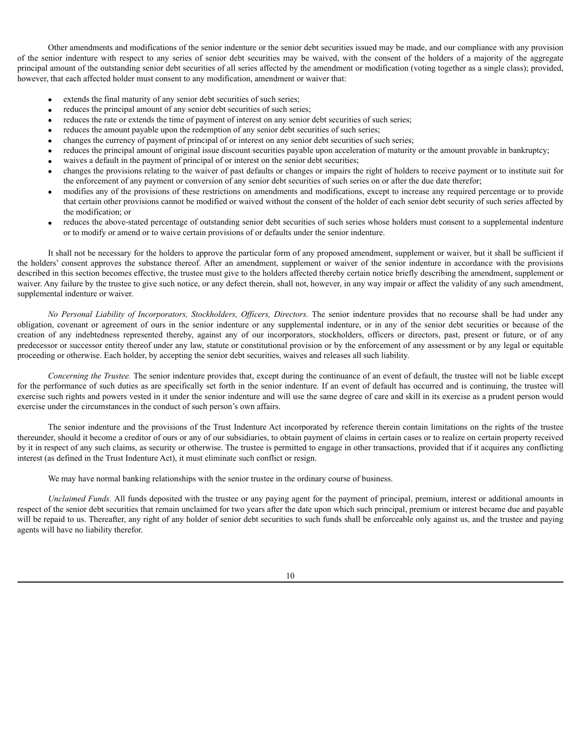Other amendments and modifications of the senior indenture or the senior debt securities issued may be made, and our compliance with any provision of the senior indenture with respect to any series of senior debt securities may be waived, with the consent of the holders of a majority of the aggregate principal amount of the outstanding senior debt securities of all series affected by the amendment or modification (voting together as a single class); provided, however, that each affected holder must consent to any modification, amendment or waiver that:

- extends the final maturity of any senior debt securities of such series;
- reduces the principal amount of any senior debt securities of such series;
- reduces the rate or extends the time of payment of interest on any senior debt securities of such series;
- reduces the amount payable upon the redemption of any senior debt securities of such series;
- changes the currency of payment of principal of or interest on any senior debt securities of such series;
- reduces the principal amount of original issue discount securities payable upon acceleration of maturity or the amount provable in bankruptcy;
- waives a default in the payment of principal of or interest on the senior debt securities;
- changes the provisions relating to the waiver of past defaults or changes or impairs the right of holders to receive payment or to institute suit for the enforcement of any payment or conversion of any senior debt securities of such series on or after the due date therefor;
- modifies any of the provisions of these restrictions on amendments and modifications, except to increase any required percentage or to provide that certain other provisions cannot be modified or waived without the consent of the holder of each senior debt security of such series affected by the modification; or
- reduces the above-stated percentage of outstanding senior debt securities of such series whose holders must consent to a supplemental indenture or to modify or amend or to waive certain provisions of or defaults under the senior indenture.

It shall not be necessary for the holders to approve the particular form of any proposed amendment, supplement or waiver, but it shall be sufficient if the holders' consent approves the substance thereof. After an amendment, supplement or waiver of the senior indenture in accordance with the provisions described in this section becomes effective, the trustee must give to the holders affected thereby certain notice briefly describing the amendment, supplement or waiver. Any failure by the trustee to give such notice, or any defect therein, shall not, however, in any way impair or affect the validity of any such amendment, supplemental indenture or waiver.

*No Personal Liability of Incorporators, Stockholders, Officers, Directors.* The senior indenture provides that no recourse shall be had under any obligation, covenant or agreement of ours in the senior indenture or any supplemental indenture, or in any of the senior debt securities or because of the creation of any indebtedness represented thereby, against any of our incorporators, stockholders, officers or directors, past, present or future, or of any predecessor or successor entity thereof under any law, statute or constitutional provision or by the enforcement of any assessment or by any legal or equitable proceeding or otherwise. Each holder, by accepting the senior debt securities, waives and releases all such liability.

*Concerning the Trustee.* The senior indenture provides that, except during the continuance of an event of default, the trustee will not be liable except for the performance of such duties as are specifically set forth in the senior indenture. If an event of default has occurred and is continuing, the trustee will exercise such rights and powers vested in it under the senior indenture and will use the same degree of care and skill in its exercise as a prudent person would exercise under the circumstances in the conduct of such person's own affairs.

The senior indenture and the provisions of the Trust Indenture Act incorporated by reference therein contain limitations on the rights of the trustee thereunder, should it become a creditor of ours or any of our subsidiaries, to obtain payment of claims in certain cases or to realize on certain property received by it in respect of any such claims, as security or otherwise. The trustee is permitted to engage in other transactions, provided that if it acquires any conflicting interest (as defined in the Trust Indenture Act), it must eliminate such conflict or resign.

We may have normal banking relationships with the senior trustee in the ordinary course of business.

*Unclaimed Funds.* All funds deposited with the trustee or any paying agent for the payment of principal, premium, interest or additional amounts in respect of the senior debt securities that remain unclaimed for two years after the date upon which such principal, premium or interest became due and payable will be repaid to us. Thereafter, any right of any holder of senior debt securities to such funds shall be enforceable only against us, and the trustee and paying agents will have no liability therefor.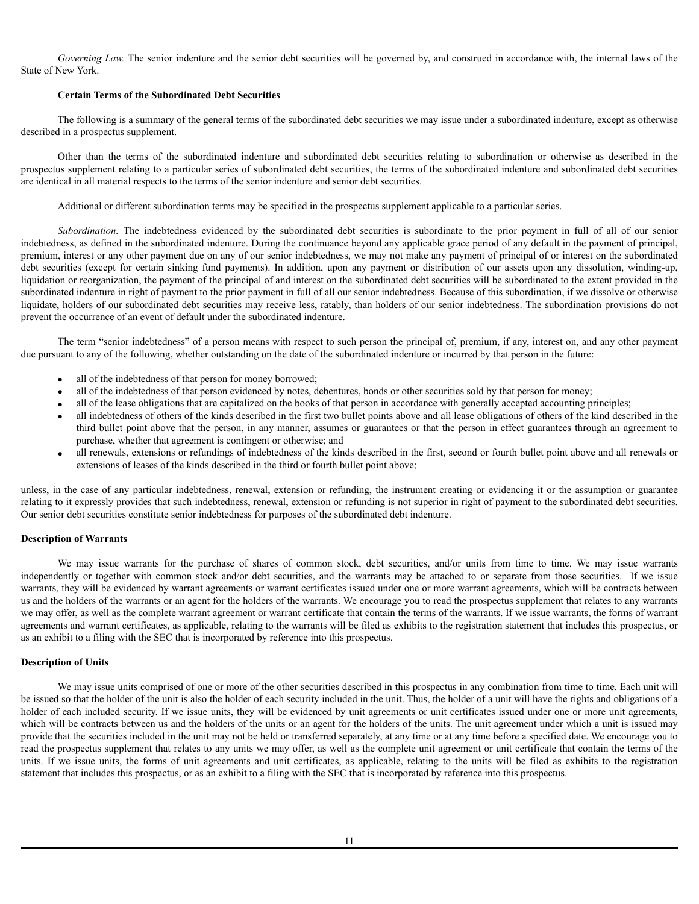*Governing Law.* The senior indenture and the senior debt securities will be governed by, and construed in accordance with, the internal laws of the State of New York.

### Certain Terms of the Subordinated Debt Securities

The following is a summary of the general terms of the subordinated debt securities we may issue under a subordinated indenture, except as otherwise described in a prospectus supplement.

Other than the terms of the subordinated indenture and subordinated debt securities relating to subordination or otherwise as described in the prospectus supplement relating to a particular series of subordinated debt securities, the terms of the subordinated indenture and subordinated debt securities are identical in all material respects to the terms of the senior indenture and senior debt securities.

Additional or different subordination terms may be specified in the prospectus supplement applicable to a particular series.

*Subordination.* The indebtedness evidenced by the subordinated debt securities is subordinate to the prior payment in full of all of our senior indebtedness, as defined in the subordinated indenture. During the continuance beyond any applicable grace period of any default in the payment of principal, premium, interest or any other payment due on any of our senior indebtedness, we may not make any payment of principal of or interest on the subordinated debt securities (except for certain sinking fund payments). In addition, upon any payment or distribution of our assets upon any dissolution, winding-up, liquidation or reorganization, the payment of the principal of and interest on the subordinated debt securities will be subordinated to the extent provided in the subordinated indenture in right of payment to the prior payment in full of all our senior indebtedness. Because of this subordination, if we dissolve or otherwise liquidate, holders of our subordinated debt securities may receive less, ratably, than holders of our senior indebtedness. The subordination provisions do not prevent the occurrence of an event of default under the subordinated indenture.

The term "senior indebtedness" of a person means with respect to such person the principal of, premium, if any, interest on, and any other payment due pursuant to any of the following, whether outstanding on the date of the subordinated indenture or incurred by that person in the future:

- all of the indebtedness of that person for money borrowed;
- all of the indebtedness of that person evidenced by notes, debentures, bonds or other securities sold by that person for money;
- all of the lease obligations that are capitalized on the books of that person in accordance with generally accepted accounting principles;
- all indebtedness of others of the kinds described in the first two bullet points above and all lease obligations of others of the kind described in the third bullet point above that the person, in any manner, assumes or guarantees or that the person in effect guarantees through an agreement to purchase, whether that agreement is contingent or otherwise; and
- all renewals, extensions or refundings of indebtedness of the kinds described in the first, second or fourth bullet point above and all renewals or extensions of leases of the kinds described in the third or fourth bullet point above;

unless, in the case of any particular indebtedness, renewal, extension or refunding, the instrument creating or evidencing it or the assumption or guarantee relating to it expressly provides that such indebtedness, renewal, extension or refunding is not superior in right of payment to the subordinated debt securities. Our senior debt securities constitute senior indebtedness for purposes of the subordinated debt indenture.

## Description of Warrants

We may issue warrants for the purchase of shares of common stock, debt securities, and/or units from time to time. We may issue warrants independently or together with common stock and/or debt securities, and the warrants may be attached to or separate from those securities. If we issue warrants, they will be evidenced by warrant agreements or warrant certificates issued under one or more warrant agreements, which will be contracts between us and the holders of the warrants or an agent for the holders of the warrants. We encourage you to read the prospectus supplement that relates to any warrants we may offer, as well as the complete warrant agreement or warrant certificate that contain the terms of the warrants. If we issue warrants, the forms of warrant agreements and warrant certificates, as applicable, relating to the warrants will be filed as exhibits to the registration statement that includes this prospectus, or as an exhibit to a filing with the SEC that is incorporated by reference into this prospectus.

## Description of Units

We may issue units comprised of one or more of the other securities described in this prospectus in any combination from time to time. Each unit will be issued so that the holder of the unit is also the holder of each security included in the unit. Thus, the holder of a unit will have the rights and obligations of a holder of each included security. If we issue units, they will be evidenced by unit agreements or unit certificates issued under one or more unit agreements, which will be contracts between us and the holders of the units or an agent for the holders of the units. The unit agreement under which a unit is issued may provide that the securities included in the unit may not be held or transferred separately, at any time or at any time before a specified date. We encourage you to read the prospectus supplement that relates to any units we may offer, as well as the complete unit agreement or unit certificate that contain the terms of the units. If we issue units, the forms of unit agreements and unit certificates, as applicable, relating to the units will be filed as exhibits to the registration statement that includes this prospectus, or as an exhibit to a filing with the SEC that is incorporated by reference into this prospectus.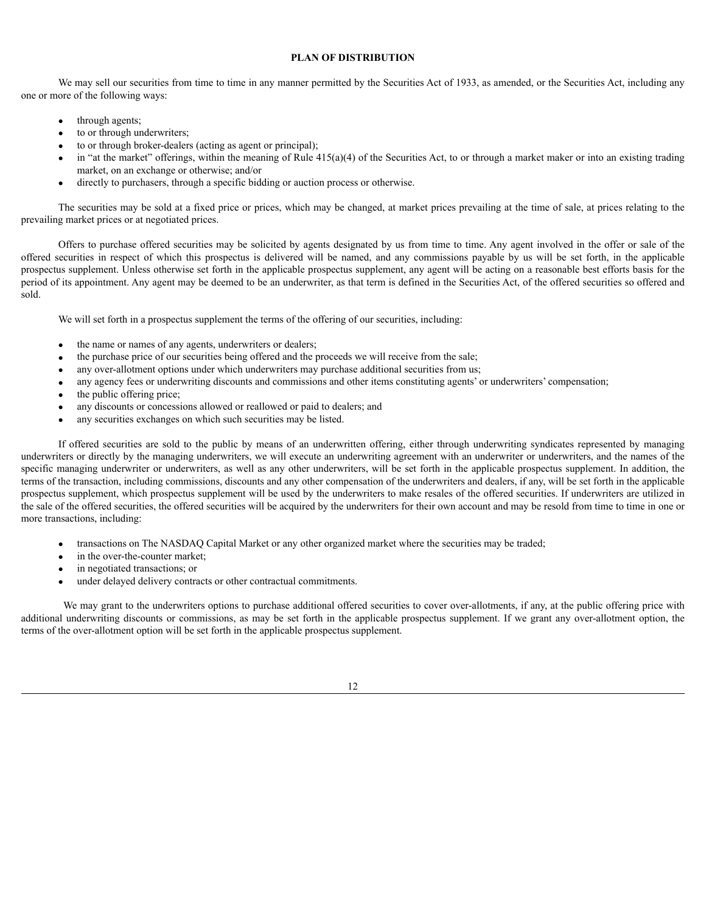## PLAN OF DISTRIBUTION

We may sell our securities from time to time in any manner permitted by the Securities Act of 1933, as amended, or the Securities Act, including any one or more of the following ways:

- through agents;
- to or through underwriters;
- to or through broker-dealers (acting as agent or principal);
- in "at the market" offerings, within the meaning of Rule 415(a)(4) of the Securities Act, to or through a market maker or into an existing trading market, on an exchange or otherwise; and/or
- directly to purchasers, through a specific bidding or auction process or otherwise.

The securities may be sold at a fixed price or prices, which may be changed, at market prices prevailing at the time of sale, at prices relating to the prevailing market prices or at negotiated prices.

Offers to purchase offered securities may be solicited by agents designated by us from time to time. Any agent involved in the offer or sale of the offered securities in respect of which this prospectus is delivered will be named, and any commissions payable by us will be set forth, in the applicable prospectus supplement. Unless otherwise set forth in the applicable prospectus supplement, any agent will be acting on a reasonable best efforts basis for the period of its appointment. Any agent may be deemed to be an underwriter, as that term is defined in the Securities Act, of the offered securities so offered and sold.

We will set forth in a prospectus supplement the terms of the offering of our securities, including:

- the name or names of any agents, underwriters or dealers;
- the purchase price of our securities being offered and the proceeds we will receive from the sale;
- any over-allotment options under which underwriters may purchase additional securities from us;
- any agency fees or underwriting discounts and commissions and other items constituting agents' or underwriters' compensation;
- the public offering price;
- any discounts or concessions allowed or reallowed or paid to dealers; and
- any securities exchanges on which such securities may be listed.

If offered securities are sold to the public by means of an underwritten offering, either through underwriting syndicates represented by managing underwriters or directly by the managing underwriters, we will execute an underwriting agreement with an underwriter or underwriters, and the names of the specific managing underwriter or underwriters, as well as any other underwriters, will be set forth in the applicable prospectus supplement. In addition, the terms of the transaction, including commissions, discounts and any other compensation of the underwriters and dealers, if any, will be set forth in the applicable prospectus supplement, which prospectus supplement will be used by the underwriters to make resales of the offered securities. If underwriters are utilized in the sale of the offered securities, the offered securities will be acquired by the underwriters for their own account and may be resold from time to time in one or more transactions, including:

- transactions on The NASDAQ Capital Market or any other organized market where the securities may be traded;
- in the over-the-counter market;
- in negotiated transactions; or
- under delayed delivery contracts or other contractual commitments.

We may grant to the underwriters options to purchase additional offered securities to cover over-allotments, if any, at the public offering price with additional underwriting discounts or commissions, as may be set forth in the applicable prospectus supplement. If we grant any over-allotment option, the terms of the over-allotment option will be set forth in the applicable prospectus supplement.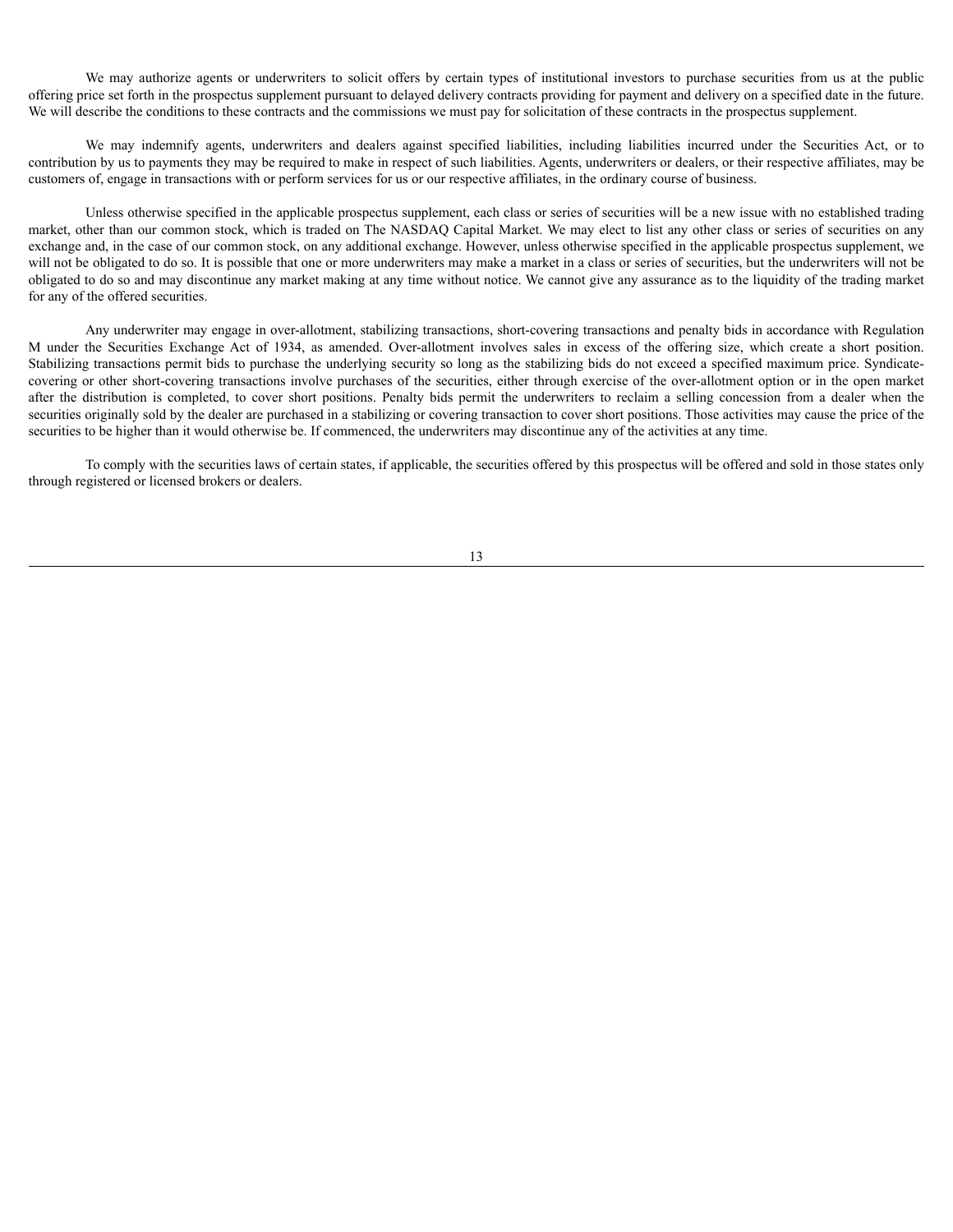We may authorize agents or underwriters to solicit offers by certain types of institutional investors to purchase securities from us at the public offering price set forth in the prospectus supplement pursuant to delayed delivery contracts providing for payment and delivery on a specified date in the future. We will describe the conditions to these contracts and the commissions we must pay for solicitation of these contracts in the prospectus supplement.

We may indemnify agents, underwriters and dealers against specified liabilities, including liabilities incurred under the Securities Act, or to contribution by us to payments they may be required to make in respect of such liabilities. Agents, underwriters or dealers, or their respective affiliates, may be customers of, engage in transactions with or perform services for us or our respective affiliates, in the ordinary course of business.

Unless otherwise specified in the applicable prospectus supplement, each class or series of securities will be a new issue with no established trading market, other than our common stock, which is traded on The NASDAQ Capital Market. We may elect to list any other class or series of securities on any exchange and, in the case of our common stock, on any additional exchange. However, unless otherwise specified in the applicable prospectus supplement, we will not be obligated to do so. It is possible that one or more underwriters may make a market in a class or series of securities, but the underwriters will not be obligated to do so and may discontinue any market making at any time without notice. We cannot give any assurance as to the liquidity of the trading market for any of the offered securities.

Any underwriter may engage in over-allotment, stabilizing transactions, short-covering transactions and penalty bids in accordance with Regulation M under the Securities Exchange Act of 1934, as amended. Over-allotment involves sales in excess of the offering size, which create a short position. Stabilizing transactions permit bids to purchase the underlying security so long as the stabilizing bids do not exceed a specified maximum price. Syndicate-covering or other short-covering transactions involve purchases of the securities, either through exercise of the over-allotment option or in the open market after the distribution is completed, to cover short positions. Penalty bids permit the underwriters to reclaim a selling concession from a dealer when the securities originally sold by the dealer are purchased in a stabilizing or covering transaction to cover short positions. Those activities may cause the price of the securities to be higher than it would otherwise be. If commenced, the underwriters may discontinue any of the activities at any time.

To comply with the securities laws of certain states, if applicable, the securities offered by this prospectus will be offered and sold in those states only through registered or licensed brokers or dealers.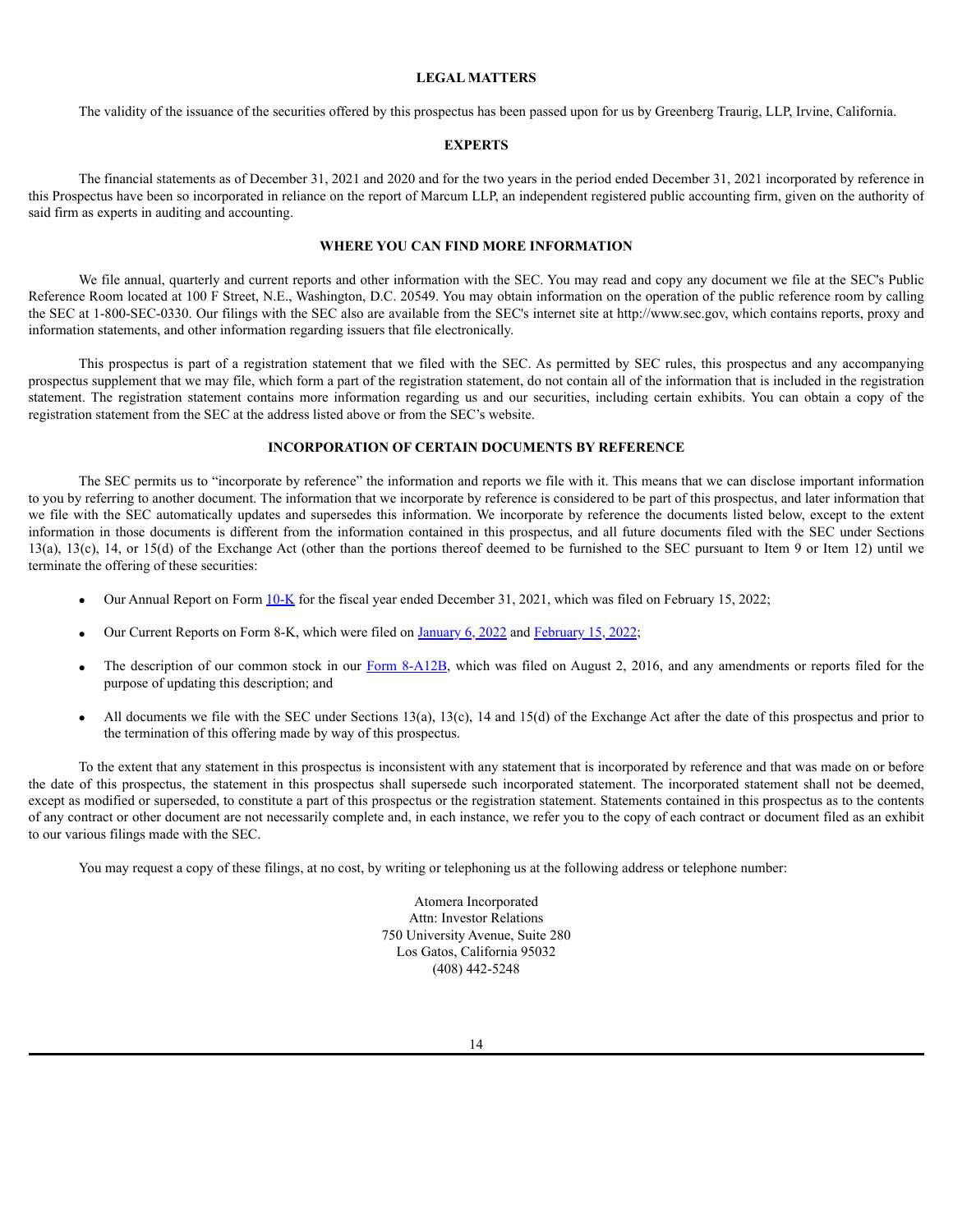## LEGAL MATTERS

The validity of the issuance of the securities offered by this prospectus has been passed upon for us by Greenberg Traurig, LLP, Irvine, California.

## EXPERTS

The financial statements as of December 31, 2021 and 2020 and for the two years in the period ended December 31, 2021 incorporated by reference in this Prospectus have been so incorporated in reliance on the report of Marcum LLP, an independent registered public accounting firm, given on the authority of said firm as experts in auditing and accounting.

## WHERE YOU CAN FIND MORE INFORMATION

We file annual, quarterly and current reports and other information with the SEC. You may read and copy any document we file at the SEC's Public Reference Room located at 100 F Street, N.E., Washington, D.C. 20549. You may obtain information on the operation of the public reference room by calling the SEC at 1-800-SEC-0330. Our filings with the SEC also are available from the SEC's internet site at http://www.sec.gov, which contains reports, proxy and information statements, and other information regarding issuers that file electronically.

This prospectus is part of a registration statement that we filed with the SEC. As permitted by SEC rules, this prospectus and any accompanying prospectus supplement that we may file, which form a part of the registration statement, do not contain all of the information that is included in the registration statement. The registration statement contains more information regarding us and our securities, including certain exhibits. You can obtain a copy of the registration statement from the SEC at the address listed above or from the SEC's website.

## INCORPORATION OF CERTAIN DOCUMENTS BY REFERENCE

The SEC permits us to "incorporate by reference" the information and reports we file with it. This means that we can disclose important information to you by referring to another document. The information that we incorporate by reference is considered to be part of this prospectus, and later information that we file with the SEC automatically updates and supersedes this information. We incorporate by reference the documents listed below, except to the extent information in those documents is different from the information contained in this prospectus, and all future documents filed with the SEC under Sections 13(a), 13(c), 14, or 15(d) of the Exchange Act (other than the portions thereof deemed to be furnished to the SEC pursuant to Item 9 or Item 12) until we terminate the offering of these securities:

- Our Annual Report on Form 10-K for the fiscal year ended December 31, 2021, which was filed on February 15, 2022;
- Our Current Reports on Form 8-K, which were filed on January 6, 2022 and February 15, 2022;
- The description of our common stock in our Form 8-A12B, which was filed on August 2, 2016, and any amendments or reports filed for the purpose of updating this description; and
- All documents we file with the SEC under Sections 13(a), 13(c), 14 and 15(d) of the Exchange Act after the date of this prospectus and prior to the termination of this offering made by way of this prospectus.

To the extent that any statement in this prospectus is inconsistent with any statement that is incorporated by reference and that was made on or before the date of this prospectus, the statement in this prospectus shall supersede such incorporated statement. The incorporated statement shall not be deemed, except as modified or superseded, to constitute a part of this prospectus or the registration statement. Statements contained in this prospectus as to the contents of any contract or other document are not necessarily complete and, in each instance, we refer you to the copy of each contract or document filed as an exhibit to our various filings made with the SEC.

You may request a copy of these filings, at no cost, by writing or telephoning us at the following address or telephone number:

Atomera Incorporated
Attn: Investor Relations
750 University Avenue, Suite 280
Los Gatos, California 95032
(408) 442-5248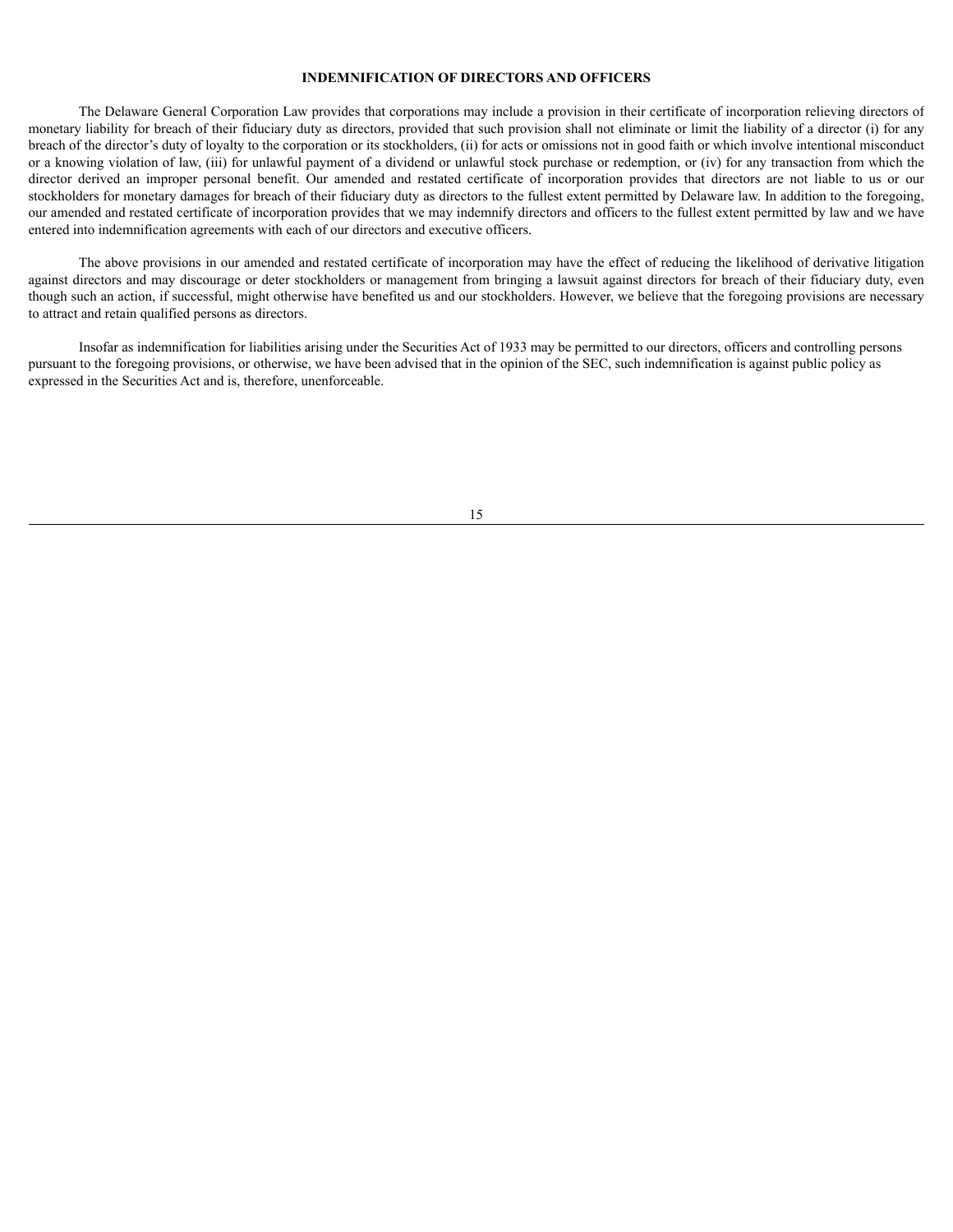## INDEMNIFICATION OF DIRECTORS AND OFFICERS

The Delaware General Corporation Law provides that corporations may include a provision in their certificate of incorporation relieving directors of monetary liability for breach of their fiduciary duty as directors, provided that such provision shall not eliminate or limit the liability of a director (i) for any breach of the director's duty of loyalty to the corporation or its stockholders, (ii) for acts or omissions not in good faith or which involve intentional misconduct or a knowing violation of law, (iii) for unlawful payment of a dividend or unlawful stock purchase or redemption, or (iv) for any transaction from which the director derived an improper personal benefit. Our amended and restated certificate of incorporation provides that directors are not liable to us or our stockholders for monetary damages for breach of their fiduciary duty as directors to the fullest extent permitted by Delaware law. In addition to the foregoing, our amended and restated certificate of incorporation provides that we may indemnify directors and officers to the fullest extent permitted by law and we have entered into indemnification agreements with each of our directors and executive officers.

The above provisions in our amended and restated certificate of incorporation may have the effect of reducing the likelihood of derivative litigation against directors and may discourage or deter stockholders or management from bringing a lawsuit against directors for breach of their fiduciary duty, even though such an action, if successful, might otherwise have benefited us and our stockholders. However, we believe that the foregoing provisions are necessary to attract and retain qualified persons as directors.

Insofar as indemnification for liabilities arising under the Securities Act of 1933 may be permitted to our directors, officers and controlling persons pursuant to the foregoing provisions, or otherwise, we have been advised that in the opinion of the SEC, such indemnification is against public policy as expressed in the Securities Act and is, therefore, unenforceable.